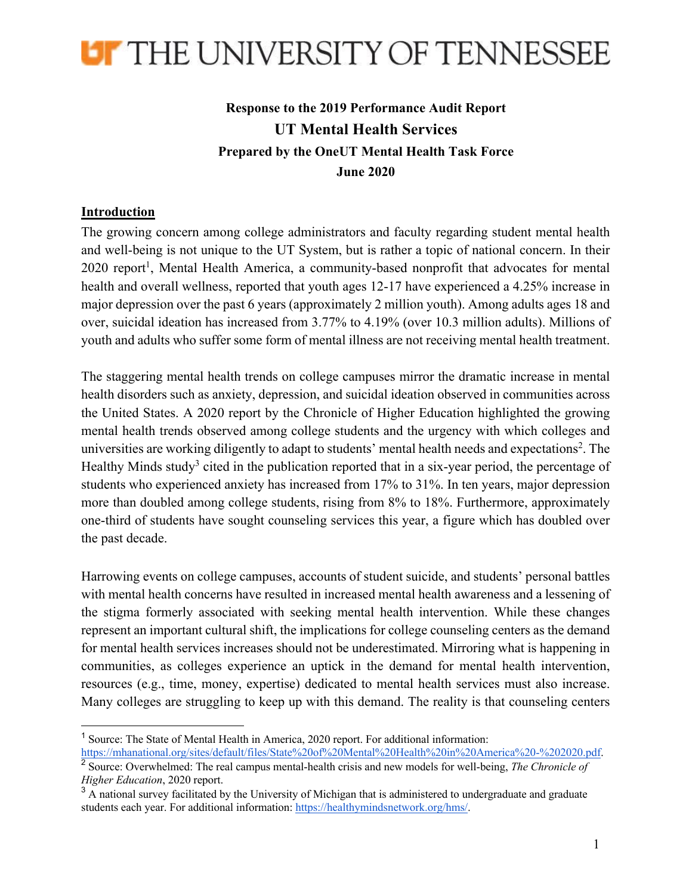# THE UNIVERSITY OF TENNESSEE

**Response to the 2019 Performance Audit Report**

**UT Mental Health Services**

**Prepared by the OneUT Mental Health Task Force**

**June 2020**

## Introduction

The growing concern among college administrators and faculty regarding student mental health and well-being is not unique to the UT System, but is rather a topic of national concern. In their 2020 report[1], Mental Health America, a community-based nonprofit that advocates for mental health and overall wellness, reported that youth ages 12-17 have experienced a 4.25% increase in major depression over the past 6 years (approximately 2 million youth). Among adults ages 18 and over, suicidal ideation has increased from 3.77% to 4.19% (over 10.3 million adults). Millions of youth and adults who suffer some form of mental illness are not receiving mental health treatment.

The staggering mental health trends on college campuses mirror the dramatic increase in mental health disorders such as anxiety, depression, and suicidal ideation observed in communities across the United States. A 2020 report by the Chronicle of Higher Education highlighted the growing mental health trends observed among college students and the urgency with which colleges and universities are working diligently to adapt to students' mental health needs and expectations[2]. The Healthy Minds study[3] cited in the publication reported that in a six-year period, the percentage of students who experienced anxiety has increased from 17% to 31%. In ten years, major depression more than doubled among college students, rising from 8% to 18%. Furthermore, approximately one-third of students have sought counseling services this year, a figure which has doubled over the past decade.

Harrowing events on college campuses, accounts of student suicide, and students' personal battles with mental health concerns have resulted in increased mental health awareness and a lessening of the stigma formerly associated with seeking mental health intervention. While these changes represent an important cultural shift, the implications for college counseling centers as the demand for mental health services increases should not be underestimated. Mirroring what is happening in communities, as colleges experience an uptick in the demand for mental health intervention, resources (e.g., time, money, expertise) dedicated to mental health services must also increase. Many colleges are struggling to keep up with this demand. The reality is that counseling centers

---

[1] Source: The State of Mental Health in America, 2020 report. For additional information: https://mhanational.org/sites/default/files/State%20of%20Mental%20Health%20in%20America%20-%202020.pdf.

[2] Source: Overwhelmed: The real campus mental-health crisis and new models for well-being, *The Chronicle of Higher Education*, 2020 report.

[3] A national survey facilitated by the University of Michigan that is administered to undergraduate and graduate students each year. For additional information: https://healthymindsnetwork.org/hms/.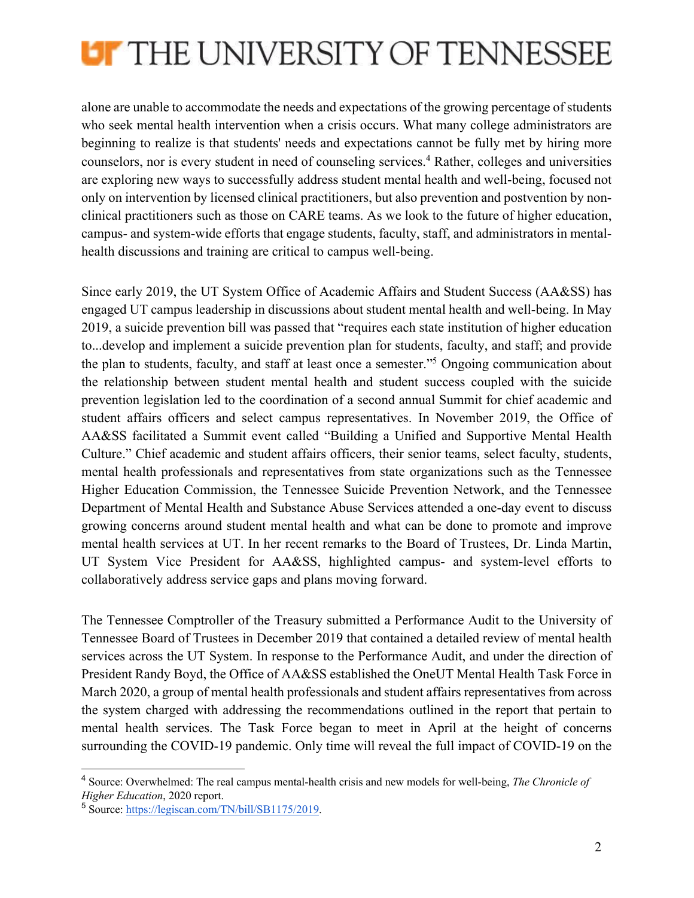alone are unable to accommodate the needs and expectations of the growing percentage of students who seek mental health intervention when a crisis occurs. What many college administrators are beginning to realize is that students' needs and expectations cannot be fully met by hiring more counselors, nor is every student in need of counseling services.[4] Rather, colleges and universities are exploring new ways to successfully address student mental health and well-being, focused not only on intervention by licensed clinical practitioners, but also prevention and postvention by non-clinical practitioners such as those on CARE teams. As we look to the future of higher education, campus- and system-wide efforts that engage students, faculty, staff, and administrators in mental-health discussions and training are critical to campus well-being.

Since early 2019, the UT System Office of Academic Affairs and Student Success (AA&SS) has engaged UT campus leadership in discussions about student mental health and well-being. In May 2019, a suicide prevention bill was passed that "requires each state institution of higher education to...develop and implement a suicide prevention plan for students, faculty, and staff; and provide the plan to students, faculty, and staff at least once a semester."[5] Ongoing communication about the relationship between student mental health and student success coupled with the suicide prevention legislation led to the coordination of a second annual Summit for chief academic and student affairs officers and select campus representatives. In November 2019, the Office of AA&SS facilitated a Summit event called "Building a Unified and Supportive Mental Health Culture." Chief academic and student affairs officers, their senior teams, select faculty, students, mental health professionals and representatives from state organizations such as the Tennessee Higher Education Commission, the Tennessee Suicide Prevention Network, and the Tennessee Department of Mental Health and Substance Abuse Services attended a one-day event to discuss growing concerns around student mental health and what can be done to promote and improve mental health services at UT. In her recent remarks to the Board of Trustees, Dr. Linda Martin, UT System Vice President for AA&SS, highlighted campus- and system-level efforts to collaboratively address service gaps and plans moving forward.

The Tennessee Comptroller of the Treasury submitted a Performance Audit to the University of Tennessee Board of Trustees in December 2019 that contained a detailed review of mental health services across the UT System. In response to the Performance Audit, and under the direction of President Randy Boyd, the Office of AA&SS established the OneUT Mental Health Task Force in March 2020, a group of mental health professionals and student affairs representatives from across the system charged with addressing the recommendations outlined in the report that pertain to mental health services. The Task Force began to meet in April at the height of concerns surrounding the COVID-19 pandemic. Only time will reveal the full impact of COVID-19 on the

---

[4] Source: Overwhelmed: The real campus mental-health crisis and new models for well-being, *The Chronicle of Higher Education*, 2020 report.

[5] Source: https://legiscan.com/TN/bill/SB1175/2019.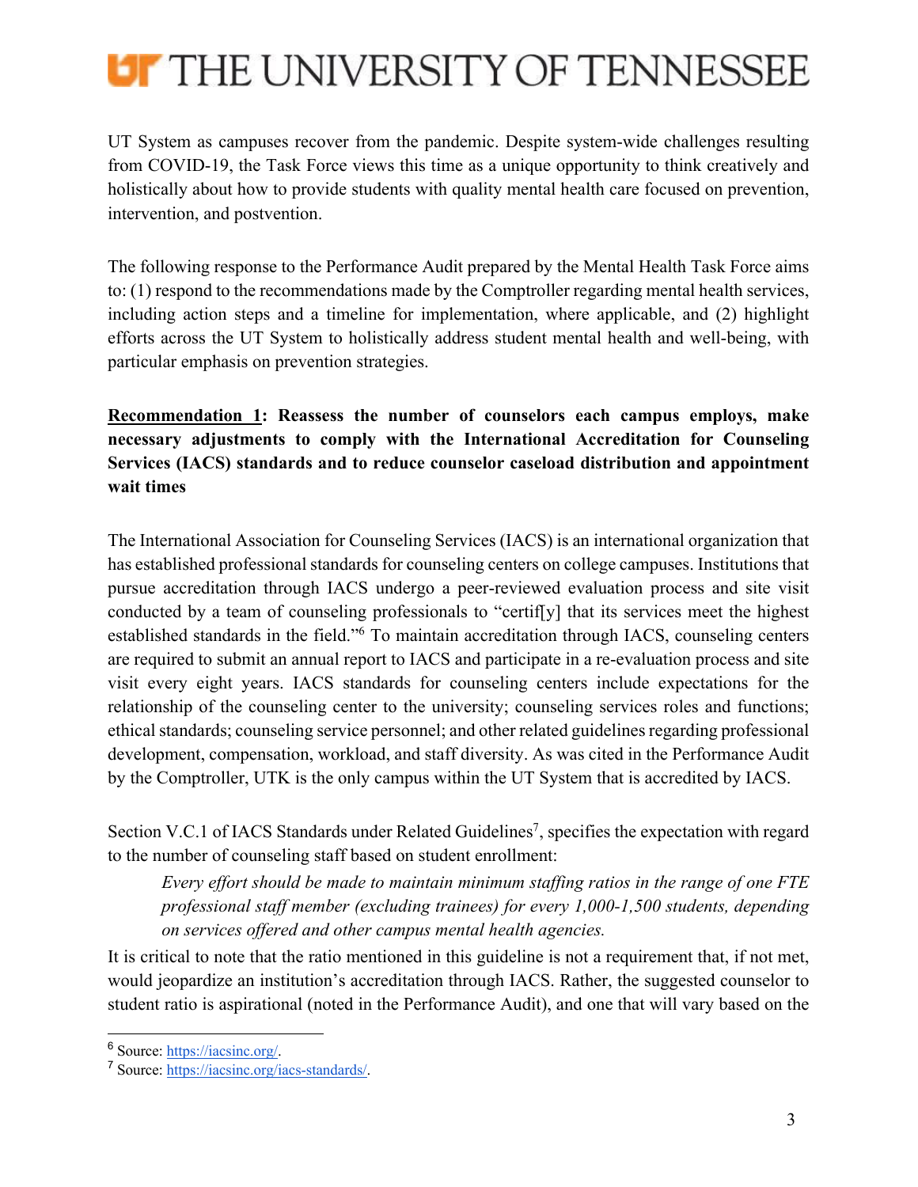UT System as campuses recover from the pandemic. Despite system-wide challenges resulting from COVID-19, the Task Force views this time as a unique opportunity to think creatively and holistically about how to provide students with quality mental health care focused on prevention, intervention, and postvention.

The following response to the Performance Audit prepared by the Mental Health Task Force aims to: (1) respond to the recommendations made by the Comptroller regarding mental health services, including action steps and a timeline for implementation, where applicable, and (2) highlight efforts across the UT System to holistically address student mental health and well-being, with particular emphasis on prevention strategies.

**Recommendation 1: Reassess the number of counselors each campus employs, make necessary adjustments to comply with the International Accreditation for Counseling Services (IACS) standards and to reduce counselor caseload distribution and appointment wait times**

The International Association for Counseling Services (IACS) is an international organization that has established professional standards for counseling centers on college campuses. Institutions that pursue accreditation through IACS undergo a peer-reviewed evaluation process and site visit conducted by a team of counseling professionals to "certif[y] that its services meet the highest established standards in the field."[6] To maintain accreditation through IACS, counseling centers are required to submit an annual report to IACS and participate in a re-evaluation process and site visit every eight years. IACS standards for counseling centers include expectations for the relationship of the counseling center to the university; counseling services roles and functions; ethical standards; counseling service personnel; and other related guidelines regarding professional development, compensation, workload, and staff diversity. As was cited in the Performance Audit by the Comptroller, UTK is the only campus within the UT System that is accredited by IACS.

Section V.C.1 of IACS Standards under Related Guidelines[7], specifies the expectation with regard to the number of counseling staff based on student enrollment:

> *Every effort should be made to maintain minimum staffing ratios in the range of one FTE professional staff member (excluding trainees) for every 1,000-1,500 students, depending on services offered and other campus mental health agencies.*

It is critical to note that the ratio mentioned in this guideline is not a requirement that, if not met, would jeopardize an institution's accreditation through IACS. Rather, the suggested counselor to student ratio is aspirational (noted in the Performance Audit), and one that will vary based on the

---

[6] Source: https://iacsinc.org/.

[7] Source: https://iacsinc.org/iacs-standards/.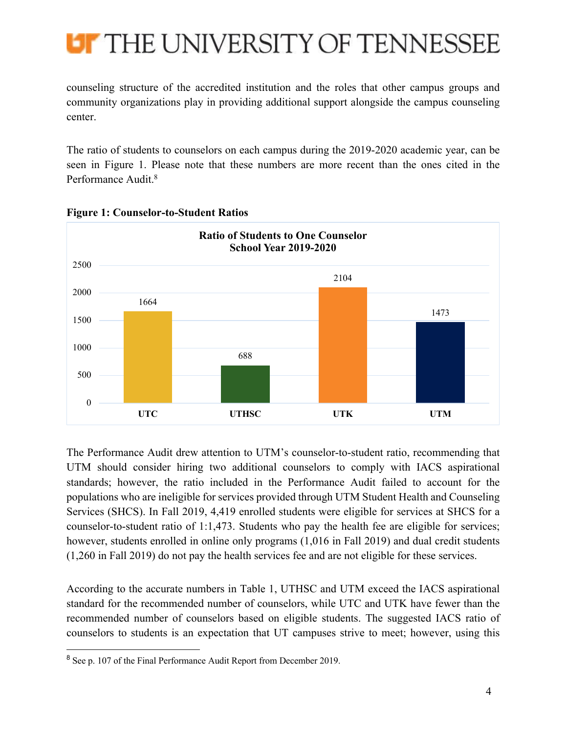counseling structure of the accredited institution and the roles that other campus groups and community organizations play in providing additional support alongside the campus counseling center.

The ratio of students to counselors on each campus during the 2019-2020 academic year, can be seen in Figure 1. Please note that these numbers are more recent than the ones cited in the Performance Audit.[8]

**Figure 1: Counselor-to-Student Ratios**

**Ratio of Students to One Counselor School Year 2019-2020**

| Campus | Students per Counselor |
| --- | --- |
| UTC | 1664 |
| UTHSC | 688 |
| UTK | 2104 |
| UTM | 1473 |

The Performance Audit drew attention to UTM's counselor-to-student ratio, recommending that UTM should consider hiring two additional counselors to comply with IACS aspirational standards; however, the ratio included in the Performance Audit failed to account for the populations who are ineligible for services provided through UTM Student Health and Counseling Services (SHCS). In Fall 2019, 4,419 enrolled students were eligible for services at SHCS for a counselor-to-student ratio of 1:1,473. Students who pay the health fee are eligible for services; however, students enrolled in online only programs (1,016 in Fall 2019) and dual credit students (1,260 in Fall 2019) do not pay the health services fee and are not eligible for these services.

According to the accurate numbers in Table 1, UTHSC and UTM exceed the IACS aspirational standard for the recommended number of counselors, while UTC and UTK have fewer than the recommended number of counselors based on eligible students. The suggested IACS ratio of counselors to students is an expectation that UT campuses strive to meet; however, using this

[8] See p. 107 of the Final Performance Audit Report from December 2019.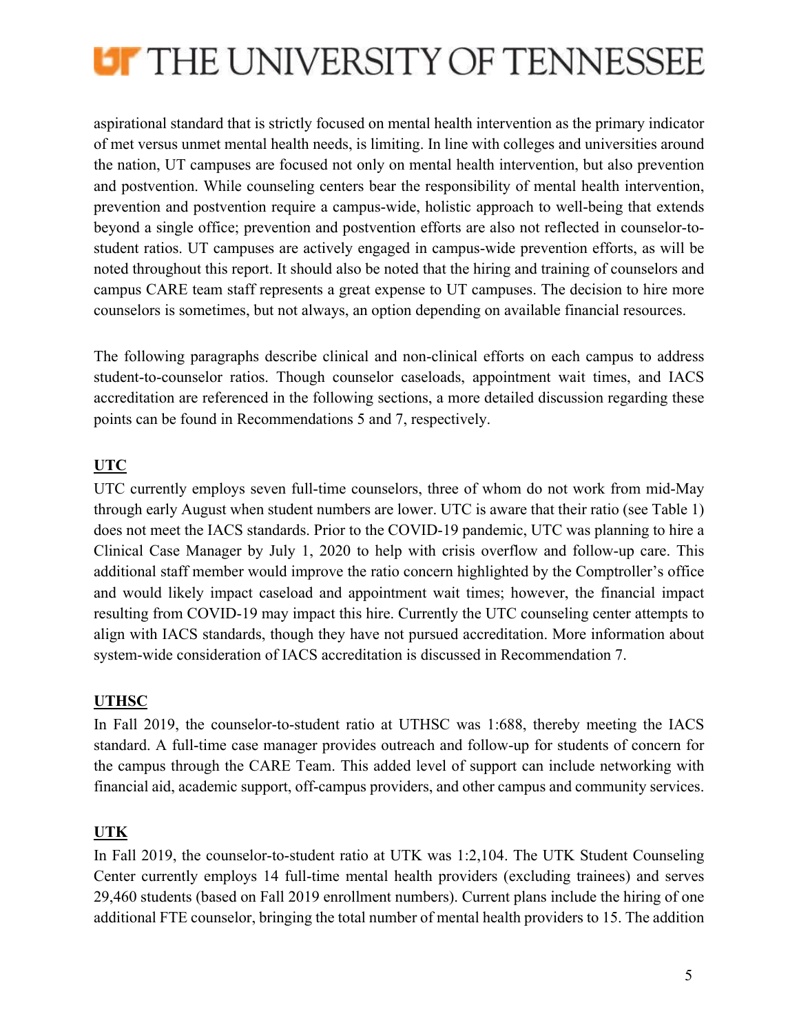aspirational standard that is strictly focused on mental health intervention as the primary indicator of met versus unmet mental health needs, is limiting. In line with colleges and universities around the nation, UT campuses are focused not only on mental health intervention, but also prevention and postvention. While counseling centers bear the responsibility of mental health intervention, prevention and postvention require a campus-wide, holistic approach to well-being that extends beyond a single office; prevention and postvention efforts are also not reflected in counselor-to-student ratios. UT campuses are actively engaged in campus-wide prevention efforts, as will be noted throughout this report. It should also be noted that the hiring and training of counselors and campus CARE team staff represents a great expense to UT campuses. The decision to hire more counselors is sometimes, but not always, an option depending on available financial resources.

The following paragraphs describe clinical and non-clinical efforts on each campus to address student-to-counselor ratios. Though counselor caseloads, appointment wait times, and IACS accreditation are referenced in the following sections, a more detailed discussion regarding these points can be found in Recommendations 5 and 7, respectively.

**UTC**

UTC currently employs seven full-time counselors, three of whom do not work from mid-May through early August when student numbers are lower. UTC is aware that their ratio (see Table 1) does not meet the IACS standards. Prior to the COVID-19 pandemic, UTC was planning to hire a Clinical Case Manager by July 1, 2020 to help with crisis overflow and follow-up care. This additional staff member would improve the ratio concern highlighted by the Comptroller's office and would likely impact caseload and appointment wait times; however, the financial impact resulting from COVID-19 may impact this hire. Currently the UTC counseling center attempts to align with IACS standards, though they have not pursued accreditation. More information about system-wide consideration of IACS accreditation is discussed in Recommendation 7.

**UTHSC**

In Fall 2019, the counselor-to-student ratio at UTHSC was 1:688, thereby meeting the IACS standard. A full-time case manager provides outreach and follow-up for students of concern for the campus through the CARE Team. This added level of support can include networking with financial aid, academic support, off-campus providers, and other campus and community services.

**UTK**

In Fall 2019, the counselor-to-student ratio at UTK was 1:2,104. The UTK Student Counseling Center currently employs 14 full-time mental health providers (excluding trainees) and serves 29,460 students (based on Fall 2019 enrollment numbers). Current plans include the hiring of one additional FTE counselor, bringing the total number of mental health providers to 15. The addition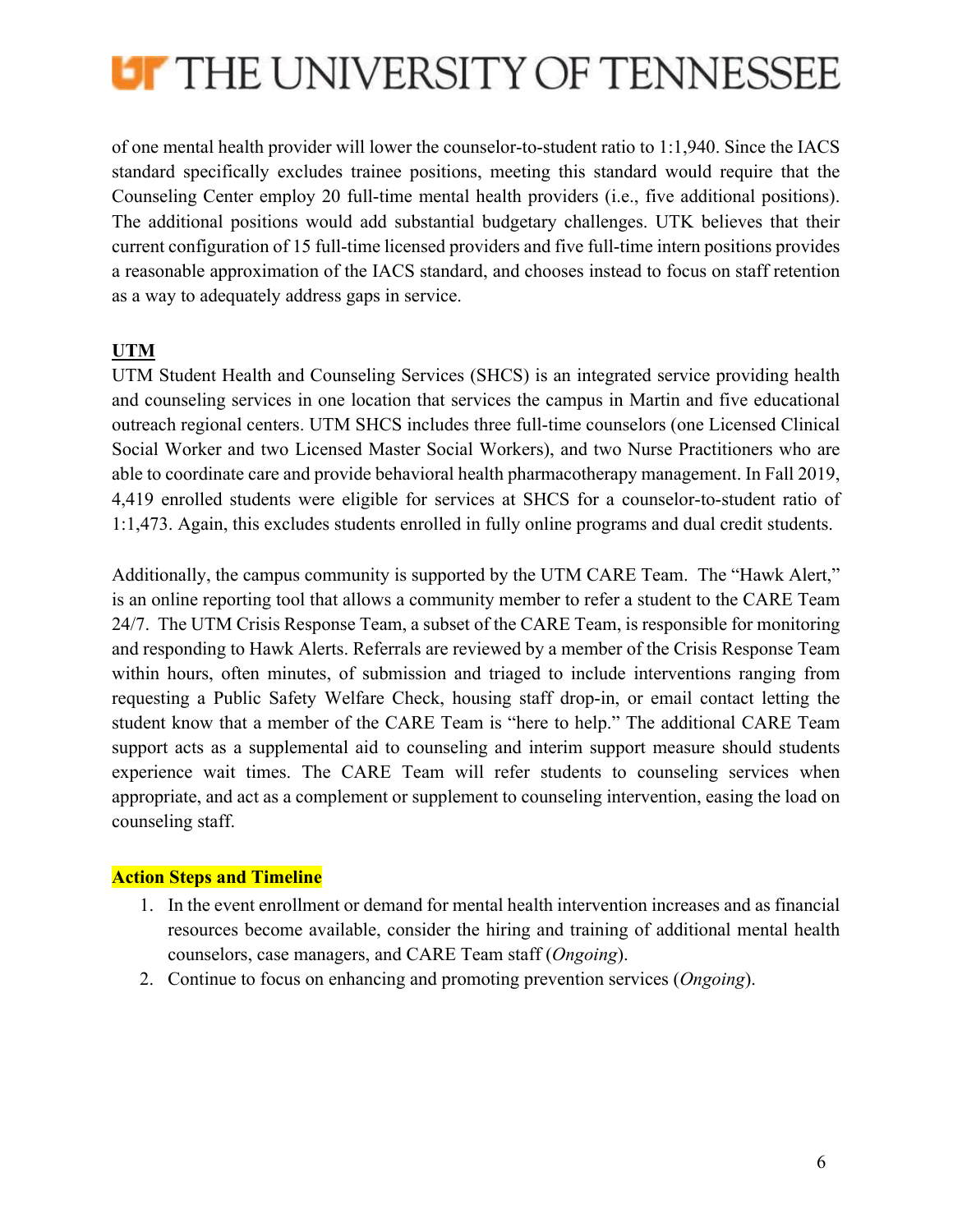of one mental health provider will lower the counselor-to-student ratio to 1:1,940. Since the IACS standard specifically excludes trainee positions, meeting this standard would require that the Counseling Center employ 20 full-time mental health providers (i.e., five additional positions). The additional positions would add substantial budgetary challenges. UTK believes that their current configuration of 15 full-time licensed providers and five full-time intern positions provides a reasonable approximation of the IACS standard, and chooses instead to focus on staff retention as a way to adequately address gaps in service.

**UTM**

UTM Student Health and Counseling Services (SHCS) is an integrated service providing health and counseling services in one location that services the campus in Martin and five educational outreach regional centers. UTM SHCS includes three full-time counselors (one Licensed Clinical Social Worker and two Licensed Master Social Workers), and two Nurse Practitioners who are able to coordinate care and provide behavioral health pharmacotherapy management. In Fall 2019, 4,419 enrolled students were eligible for services at SHCS for a counselor-to-student ratio of 1:1,473. Again, this excludes students enrolled in fully online programs and dual credit students.

Additionally, the campus community is supported by the UTM CARE Team. The "Hawk Alert," is an online reporting tool that allows a community member to refer a student to the CARE Team 24/7. The UTM Crisis Response Team, a subset of the CARE Team, is responsible for monitoring and responding to Hawk Alerts. Referrals are reviewed by a member of the Crisis Response Team within hours, often minutes, of submission and triaged to include interventions ranging from requesting a Public Safety Welfare Check, housing staff drop-in, or email contact letting the student know that a member of the CARE Team is "here to help." The additional CARE Team support acts as a supplemental aid to counseling and interim support measure should students experience wait times. The CARE Team will refer students to counseling services when appropriate, and act as a complement or supplement to counseling intervention, easing the load on counseling staff.

**Action Steps and Timeline**

1. In the event enrollment or demand for mental health intervention increases and as financial resources become available, consider the hiring and training of additional mental health counselors, case managers, and CARE Team staff (*Ongoing*).
2. Continue to focus on enhancing and promoting prevention services (*Ongoing*).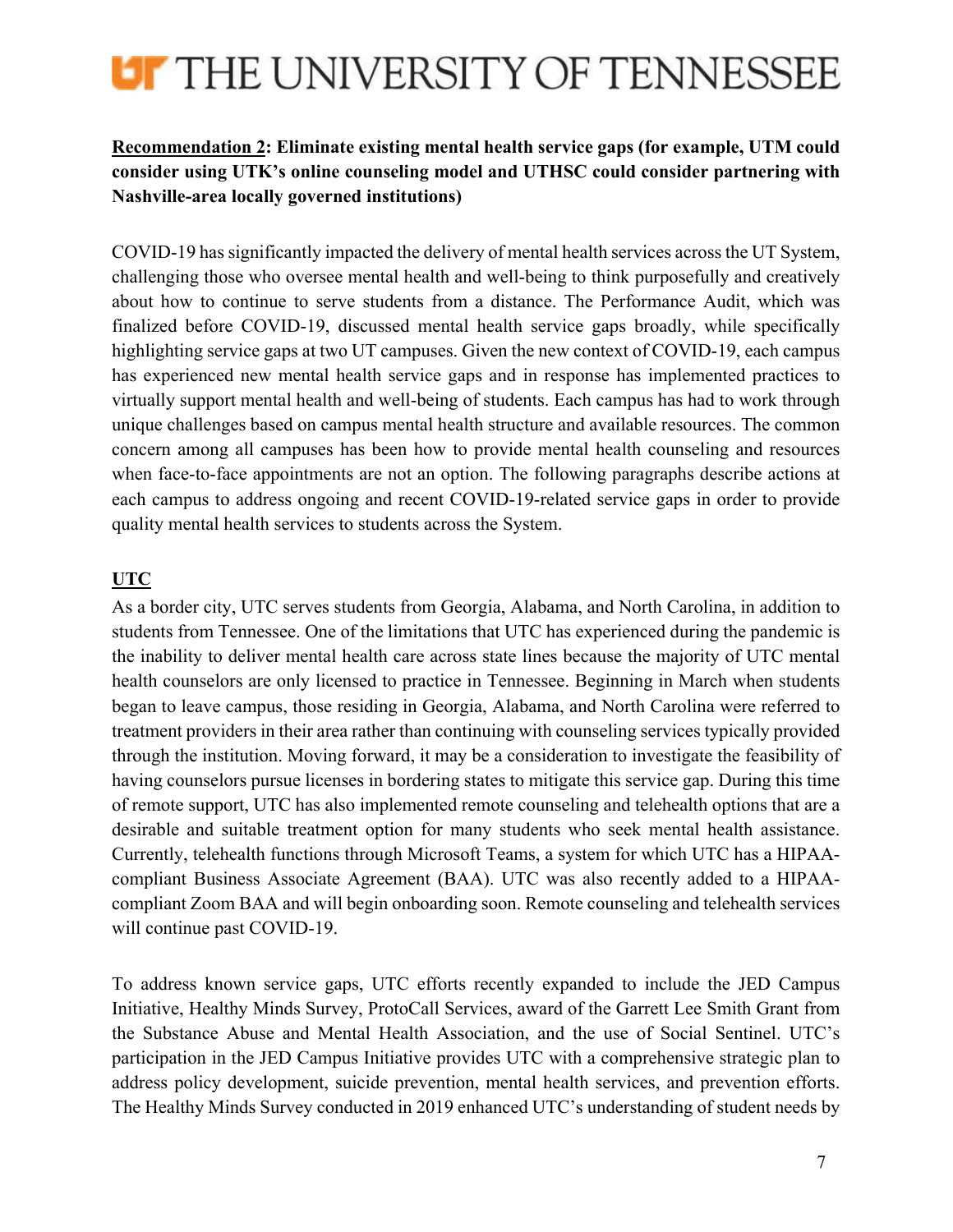**<u>Recommendation 2</u>: Eliminate existing mental health service gaps (for example, UTM could consider using UTK's online counseling model and UTHSC could consider partnering with Nashville-area locally governed institutions)**

COVID-19 has significantly impacted the delivery of mental health services across the UT System, challenging those who oversee mental health and well-being to think purposefully and creatively about how to continue to serve students from a distance. The Performance Audit, which was finalized before COVID-19, discussed mental health service gaps broadly, while specifically highlighting service gaps at two UT campuses. Given the new context of COVID-19, each campus has experienced new mental health service gaps and in response has implemented practices to virtually support mental health and well-being of students. Each campus has had to work through unique challenges based on campus mental health structure and available resources. The common concern among all campuses has been how to provide mental health counseling and resources when face-to-face appointments are not an option. The following paragraphs describe actions at each campus to address ongoing and recent COVID-19-related service gaps in order to provide quality mental health services to students across the System.

**<u>UTC</u>**

As a border city, UTC serves students from Georgia, Alabama, and North Carolina, in addition to students from Tennessee. One of the limitations that UTC has experienced during the pandemic is the inability to deliver mental health care across state lines because the majority of UTC mental health counselors are only licensed to practice in Tennessee. Beginning in March when students began to leave campus, those residing in Georgia, Alabama, and North Carolina were referred to treatment providers in their area rather than continuing with counseling services typically provided through the institution. Moving forward, it may be a consideration to investigate the feasibility of having counselors pursue licenses in bordering states to mitigate this service gap. During this time of remote support, UTC has also implemented remote counseling and telehealth options that are a desirable and suitable treatment option for many students who seek mental health assistance. Currently, telehealth functions through Microsoft Teams, a system for which UTC has a HIPAA-compliant Business Associate Agreement (BAA). UTC was also recently added to a HIPAA-compliant Zoom BAA and will begin onboarding soon. Remote counseling and telehealth services will continue past COVID-19.

To address known service gaps, UTC efforts recently expanded to include the JED Campus Initiative, Healthy Minds Survey, ProtoCall Services, award of the Garrett Lee Smith Grant from the Substance Abuse and Mental Health Association, and the use of Social Sentinel. UTC's participation in the JED Campus Initiative provides UTC with a comprehensive strategic plan to address policy development, suicide prevention, mental health services, and prevention efforts. The Healthy Minds Survey conducted in 2019 enhanced UTC's understanding of student needs by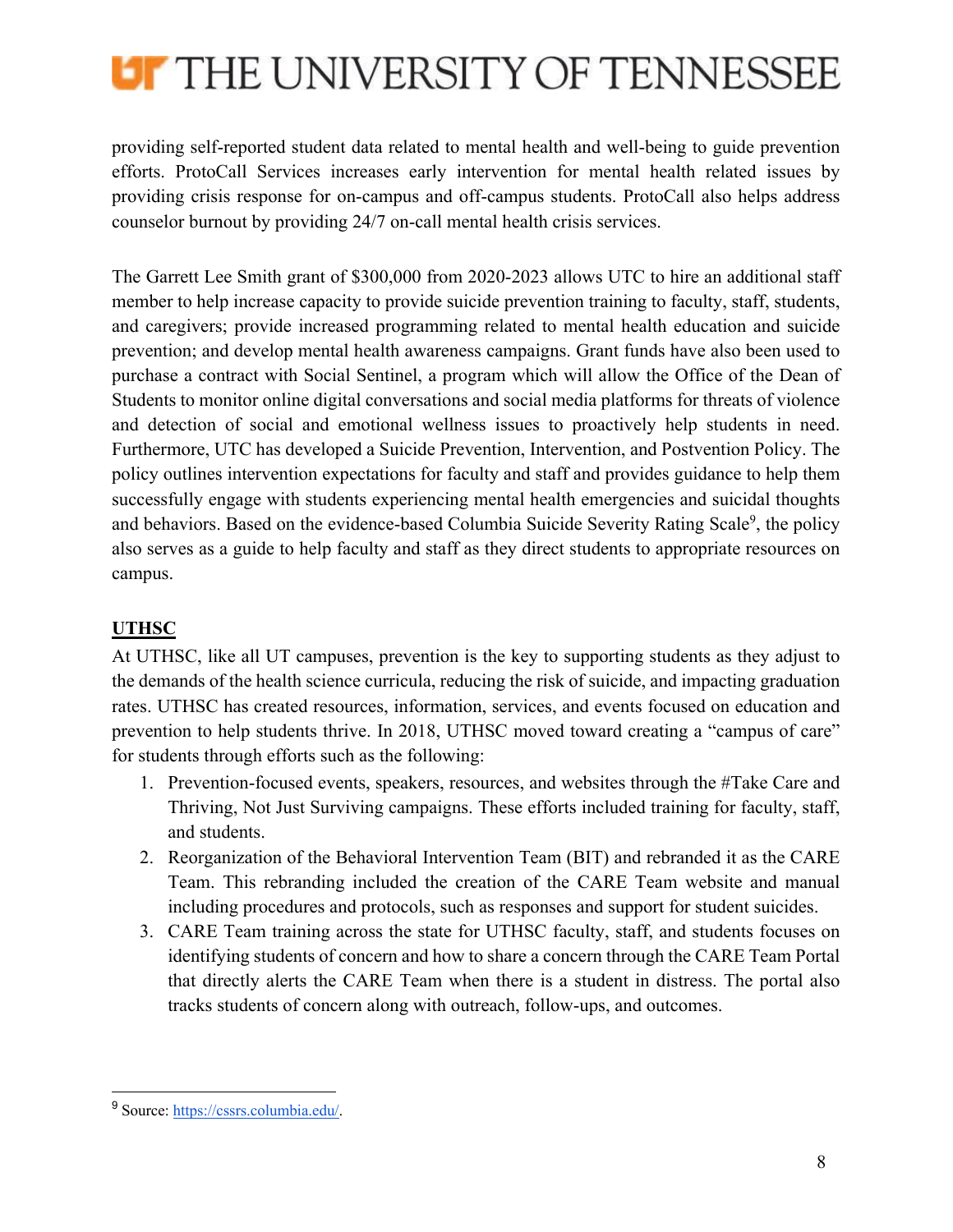providing self-reported student data related to mental health and well-being to guide prevention efforts. ProtoCall Services increases early intervention for mental health related issues by providing crisis response for on-campus and off-campus students. ProtoCall also helps address counselor burnout by providing 24/7 on-call mental health crisis services.

The Garrett Lee Smith grant of $300,000 from 2020-2023 allows UTC to hire an additional staff member to help increase capacity to provide suicide prevention training to faculty, staff, students, and caregivers; provide increased programming related to mental health education and suicide prevention; and develop mental health awareness campaigns. Grant funds have also been used to purchase a contract with Social Sentinel, a program which will allow the Office of the Dean of Students to monitor online digital conversations and social media platforms for threats of violence and detection of social and emotional wellness issues to proactively help students in need. Furthermore, UTC has developed a Suicide Prevention, Intervention, and Postvention Policy. The policy outlines intervention expectations for faculty and staff and provides guidance to help them successfully engage with students experiencing mental health emergencies and suicidal thoughts and behaviors. Based on the evidence-based Columbia Suicide Severity Rating Scale[9], the policy also serves as a guide to help faculty and staff as they direct students to appropriate resources on campus.

**UTHSC**

At UTHSC, like all UT campuses, prevention is the key to supporting students as they adjust to the demands of the health science curricula, reducing the risk of suicide, and impacting graduation rates. UTHSC has created resources, information, services, and events focused on education and prevention to help students thrive. In 2018, UTHSC moved toward creating a "campus of care" for students through efforts such as the following:

1. Prevention-focused events, speakers, resources, and websites through the #Take Care and Thriving, Not Just Surviving campaigns. These efforts included training for faculty, staff, and students.
2. Reorganization of the Behavioral Intervention Team (BIT) and rebranded it as the CARE Team. This rebranding included the creation of the CARE Team website and manual including procedures and protocols, such as responses and support for student suicides.
3. CARE Team training across the state for UTHSC faculty, staff, and students focuses on identifying students of concern and how to share a concern through the CARE Team Portal that directly alerts the CARE Team when there is a student in distress. The portal also tracks students of concern along with outreach, follow-ups, and outcomes.

---

[9] Source: https://cssrs.columbia.edu/.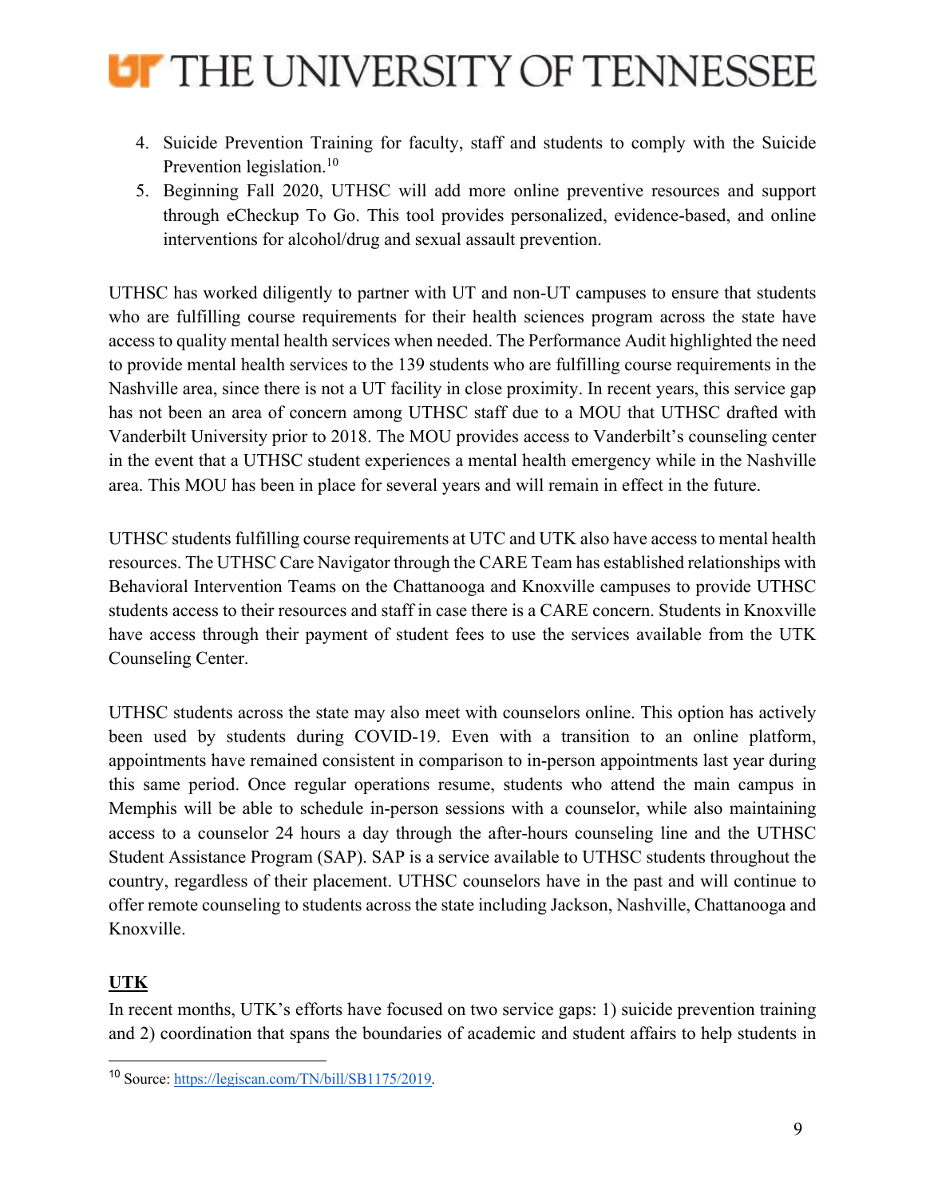4. Suicide Prevention Training for faculty, staff and students to comply with the Suicide Prevention legislation.[10]
5. Beginning Fall 2020, UTHSC will add more online preventive resources and support through eCheckup To Go. This tool provides personalized, evidence-based, and online interventions for alcohol/drug and sexual assault prevention.

UTHSC has worked diligently to partner with UT and non-UT campuses to ensure that students who are fulfilling course requirements for their health sciences program across the state have access to quality mental health services when needed. The Performance Audit highlighted the need to provide mental health services to the 139 students who are fulfilling course requirements in the Nashville area, since there is not a UT facility in close proximity. In recent years, this service gap has not been an area of concern among UTHSC staff due to a MOU that UTHSC drafted with Vanderbilt University prior to 2018. The MOU provides access to Vanderbilt's counseling center in the event that a UTHSC student experiences a mental health emergency while in the Nashville area. This MOU has been in place for several years and will remain in effect in the future.

UTHSC students fulfilling course requirements at UTC and UTK also have access to mental health resources. The UTHSC Care Navigator through the CARE Team has established relationships with Behavioral Intervention Teams on the Chattanooga and Knoxville campuses to provide UTHSC students access to their resources and staff in case there is a CARE concern. Students in Knoxville have access through their payment of student fees to use the services available from the UTK Counseling Center.

UTHSC students across the state may also meet with counselors online. This option has actively been used by students during COVID-19. Even with a transition to an online platform, appointments have remained consistent in comparison to in-person appointments last year during this same period. Once regular operations resume, students who attend the main campus in Memphis will be able to schedule in-person sessions with a counselor, while also maintaining access to a counselor 24 hours a day through the after-hours counseling line and the UTHSC Student Assistance Program (SAP). SAP is a service available to UTHSC students throughout the country, regardless of their placement. UTHSC counselors have in the past and will continue to offer remote counseling to students across the state including Jackson, Nashville, Chattanooga and Knoxville.

**UTK**

In recent months, UTK's efforts have focused on two service gaps: 1) suicide prevention training and 2) coordination that spans the boundaries of academic and student affairs to help students in

[10] Source: https://legiscan.com/TN/bill/SB1175/2019.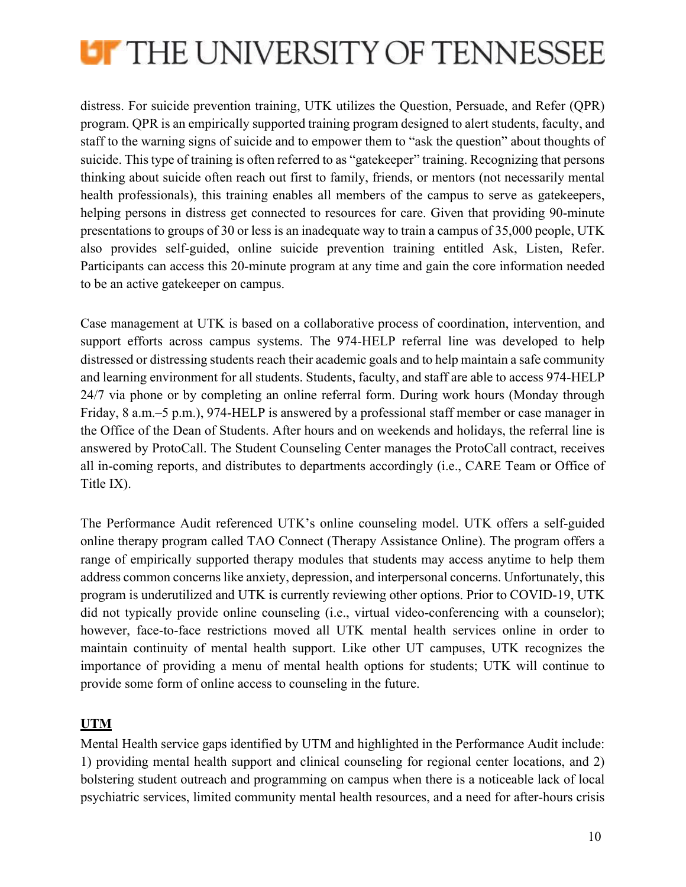distress. For suicide prevention training, UTK utilizes the Question, Persuade, and Refer (QPR) program. QPR is an empirically supported training program designed to alert students, faculty, and staff to the warning signs of suicide and to empower them to "ask the question" about thoughts of suicide. This type of training is often referred to as "gatekeeper" training. Recognizing that persons thinking about suicide often reach out first to family, friends, or mentors (not necessarily mental health professionals), this training enables all members of the campus to serve as gatekeepers, helping persons in distress get connected to resources for care. Given that providing 90-minute presentations to groups of 30 or less is an inadequate way to train a campus of 35,000 people, UTK also provides self-guided, online suicide prevention training entitled Ask, Listen, Refer. Participants can access this 20-minute program at any time and gain the core information needed to be an active gatekeeper on campus.

Case management at UTK is based on a collaborative process of coordination, intervention, and support efforts across campus systems. The 974-HELP referral line was developed to help distressed or distressing students reach their academic goals and to help maintain a safe community and learning environment for all students. Students, faculty, and staff are able to access 974-HELP 24/7 via phone or by completing an online referral form. During work hours (Monday through Friday, 8 a.m.–5 p.m.), 974-HELP is answered by a professional staff member or case manager in the Office of the Dean of Students. After hours and on weekends and holidays, the referral line is answered by ProtoCall. The Student Counseling Center manages the ProtoCall contract, receives all in-coming reports, and distributes to departments accordingly (i.e., CARE Team or Office of Title IX).

The Performance Audit referenced UTK's online counseling model. UTK offers a self-guided online therapy program called TAO Connect (Therapy Assistance Online). The program offers a range of empirically supported therapy modules that students may access anytime to help them address common concerns like anxiety, depression, and interpersonal concerns. Unfortunately, this program is underutilized and UTK is currently reviewing other options. Prior to COVID-19, UTK did not typically provide online counseling (i.e., virtual video-conferencing with a counselor); however, face-to-face restrictions moved all UTK mental health services online in order to maintain continuity of mental health support. Like other UT campuses, UTK recognizes the importance of providing a menu of mental health options for students; UTK will continue to provide some form of online access to counseling in the future.

**UTM**

Mental Health service gaps identified by UTM and highlighted in the Performance Audit include: 1) providing mental health support and clinical counseling for regional center locations, and 2) bolstering student outreach and programming on campus when there is a noticeable lack of local psychiatric services, limited community mental health resources, and a need for after-hours crisis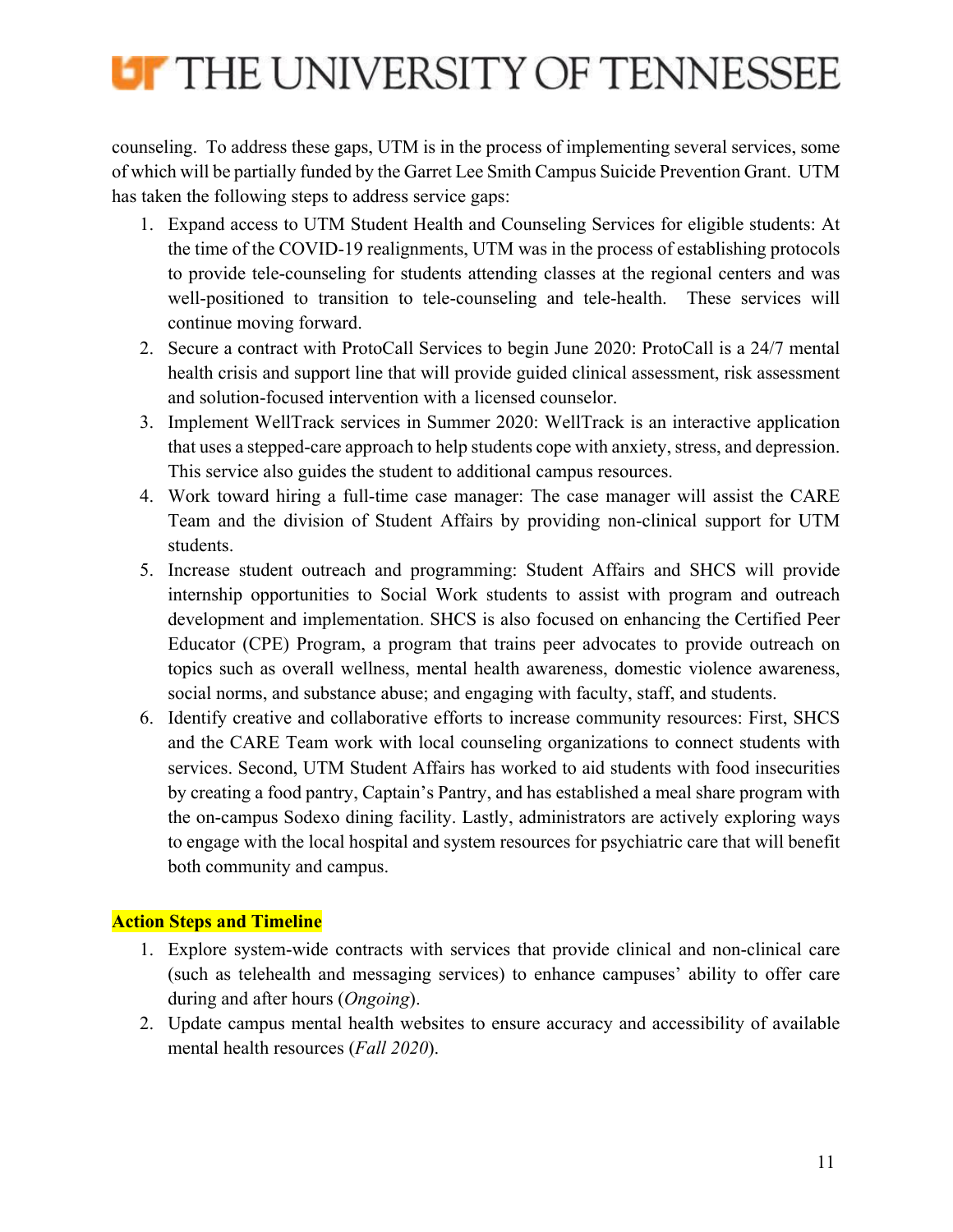counseling. To address these gaps, UTM is in the process of implementing several services, some of which will be partially funded by the Garret Lee Smith Campus Suicide Prevention Grant. UTM has taken the following steps to address service gaps:

1. Expand access to UTM Student Health and Counseling Services for eligible students: At the time of the COVID-19 realignments, UTM was in the process of establishing protocols to provide tele-counseling for students attending classes at the regional centers and was well-positioned to transition to tele-counseling and tele-health. These services will continue moving forward.
2. Secure a contract with ProtoCall Services to begin June 2020: ProtoCall is a 24/7 mental health crisis and support line that will provide guided clinical assessment, risk assessment and solution-focused intervention with a licensed counselor.
3. Implement WellTrack services in Summer 2020: WellTrack is an interactive application that uses a stepped-care approach to help students cope with anxiety, stress, and depression. This service also guides the student to additional campus resources.
4. Work toward hiring a full-time case manager: The case manager will assist the CARE Team and the division of Student Affairs by providing non-clinical support for UTM students.
5. Increase student outreach and programming: Student Affairs and SHCS will provide internship opportunities to Social Work students to assist with program and outreach development and implementation. SHCS is also focused on enhancing the Certified Peer Educator (CPE) Program, a program that trains peer advocates to provide outreach on topics such as overall wellness, mental health awareness, domestic violence awareness, social norms, and substance abuse; and engaging with faculty, staff, and students.
6. Identify creative and collaborative efforts to increase community resources: First, SHCS and the CARE Team work with local counseling organizations to connect students with services. Second, UTM Student Affairs has worked to aid students with food insecurities by creating a food pantry, Captain's Pantry, and has established a meal share program with the on-campus Sodexo dining facility. Lastly, administrators are actively exploring ways to engage with the local hospital and system resources for psychiatric care that will benefit both community and campus.

**Action Steps and Timeline**

1. Explore system-wide contracts with services that provide clinical and non-clinical care (such as telehealth and messaging services) to enhance campuses' ability to offer care during and after hours (*Ongoing*).
2. Update campus mental health websites to ensure accuracy and accessibility of available mental health resources (*Fall 2020*).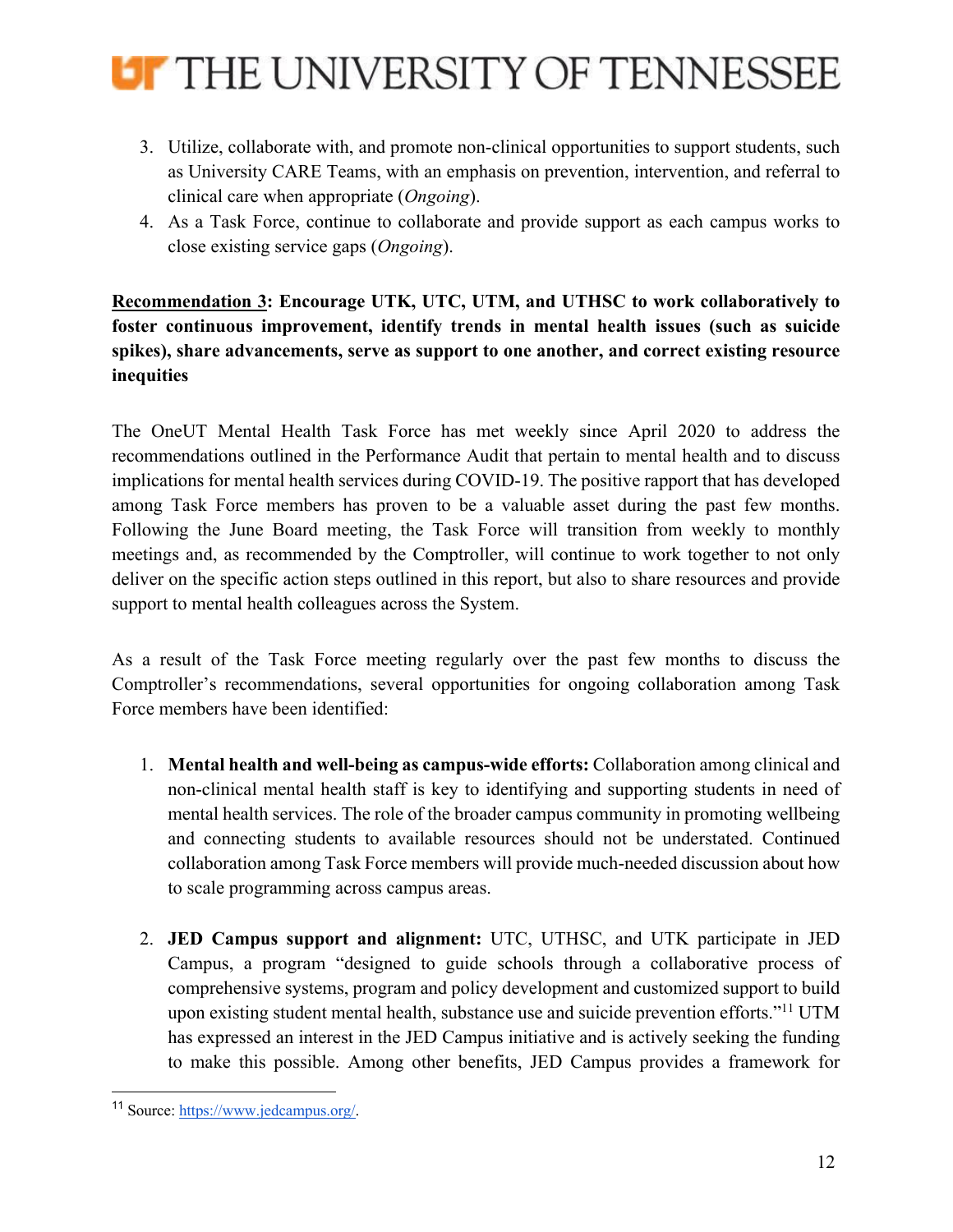3. Utilize, collaborate with, and promote non-clinical opportunities to support students, such as University CARE Teams, with an emphasis on prevention, intervention, and referral to clinical care when appropriate (*Ongoing*).
4. As a Task Force, continue to collaborate and provide support as each campus works to close existing service gaps (*Ongoing*).

**<u>Recommendation 3</u>: Encourage UTK, UTC, UTM, and UTHSC to work collaboratively to foster continuous improvement, identify trends in mental health issues (such as suicide spikes), share advancements, serve as support to one another, and correct existing resource inequities**

The OneUT Mental Health Task Force has met weekly since April 2020 to address the recommendations outlined in the Performance Audit that pertain to mental health and to discuss implications for mental health services during COVID-19. The positive rapport that has developed among Task Force members has proven to be a valuable asset during the past few months. Following the June Board meeting, the Task Force will transition from weekly to monthly meetings and, as recommended by the Comptroller, will continue to work together to not only deliver on the specific action steps outlined in this report, but also to share resources and provide support to mental health colleagues across the System.

As a result of the Task Force meeting regularly over the past few months to discuss the Comptroller's recommendations, several opportunities for ongoing collaboration among Task Force members have been identified:

1. **Mental health and well-being as campus-wide efforts:** Collaboration among clinical and non-clinical mental health staff is key to identifying and supporting students in need of mental health services. The role of the broader campus community in promoting wellbeing and connecting students to available resources should not be understated. Continued collaboration among Task Force members will provide much-needed discussion about how to scale programming across campus areas.

2. **JED Campus support and alignment:** UTC, UTHSC, and UTK participate in JED Campus, a program "designed to guide schools through a collaborative process of comprehensive systems, program and policy development and customized support to build upon existing student mental health, substance use and suicide prevention efforts."[11] UTM has expressed an interest in the JED Campus initiative and is actively seeking the funding to make this possible. Among other benefits, JED Campus provides a framework for

[11] Source: https://www.jedcampus.org/.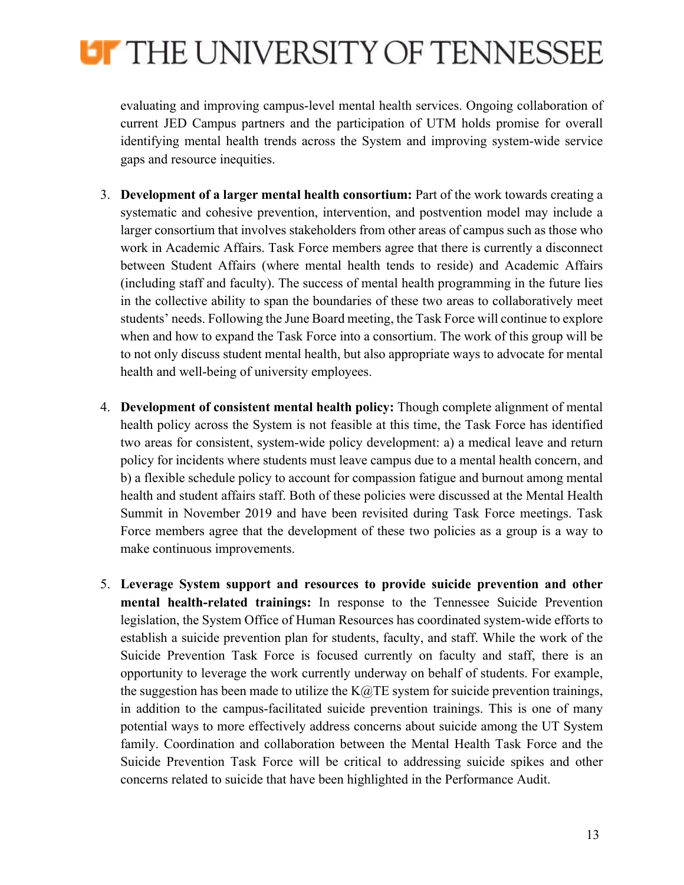evaluating and improving campus-level mental health services. Ongoing collaboration of current JED Campus partners and the participation of UTM holds promise for overall identifying mental health trends across the System and improving system-wide service gaps and resource inequities.

3. **Development of a larger mental health consortium:** Part of the work towards creating a systematic and cohesive prevention, intervention, and postvention model may include a larger consortium that involves stakeholders from other areas of campus such as those who work in Academic Affairs. Task Force members agree that there is currently a disconnect between Student Affairs (where mental health tends to reside) and Academic Affairs (including staff and faculty). The success of mental health programming in the future lies in the collective ability to span the boundaries of these two areas to collaboratively meet students' needs. Following the June Board meeting, the Task Force will continue to explore when and how to expand the Task Force into a consortium. The work of this group will be to not only discuss student mental health, but also appropriate ways to advocate for mental health and well-being of university employees.

4. **Development of consistent mental health policy:** Though complete alignment of mental health policy across the System is not feasible at this time, the Task Force has identified two areas for consistent, system-wide policy development: a) a medical leave and return policy for incidents where students must leave campus due to a mental health concern, and b) a flexible schedule policy to account for compassion fatigue and burnout among mental health and student affairs staff. Both of these policies were discussed at the Mental Health Summit in November 2019 and have been revisited during Task Force meetings. Task Force members agree that the development of these two policies as a group is a way to make continuous improvements.

5. **Leverage System support and resources to provide suicide prevention and other mental health-related trainings:** In response to the Tennessee Suicide Prevention legislation, the System Office of Human Resources has coordinated system-wide efforts to establish a suicide prevention plan for students, faculty, and staff. While the work of the Suicide Prevention Task Force is focused currently on faculty and staff, there is an opportunity to leverage the work currently underway on behalf of students. For example, the suggestion has been made to utilize the K@TE system for suicide prevention trainings, in addition to the campus-facilitated suicide prevention trainings. This is one of many potential ways to more effectively address concerns about suicide among the UT System family. Coordination and collaboration between the Mental Health Task Force and the Suicide Prevention Task Force will be critical to addressing suicide spikes and other concerns related to suicide that have been highlighted in the Performance Audit.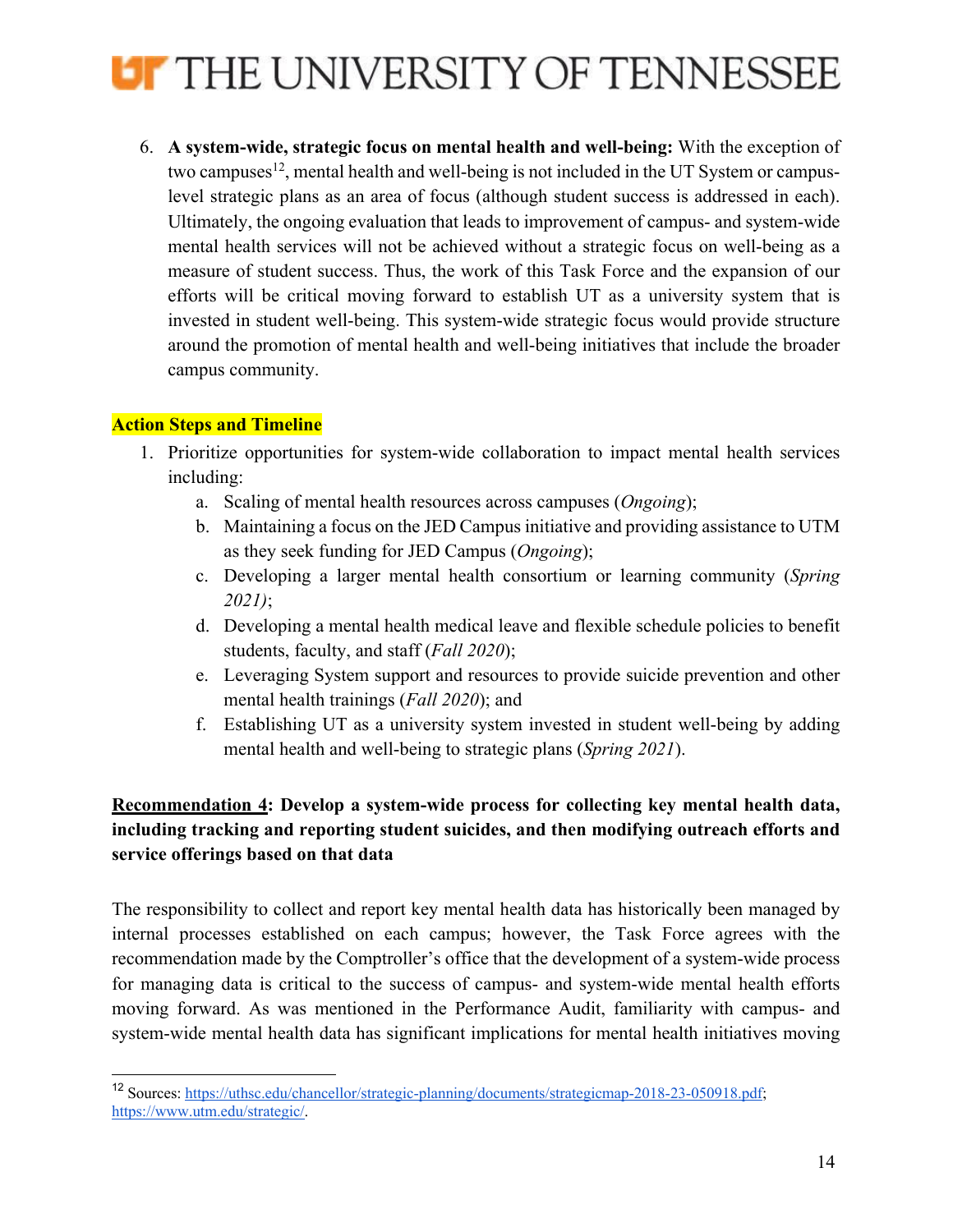6. **A system-wide, strategic focus on mental health and well-being:** With the exception of two campuses[12], mental health and well-being is not included in the UT System or campus-level strategic plans as an area of focus (although student success is addressed in each). Ultimately, the ongoing evaluation that leads to improvement of campus- and system-wide mental health services will not be achieved without a strategic focus on well-being as a measure of student success. Thus, the work of this Task Force and the expansion of our efforts will be critical moving forward to establish UT as a university system that is invested in student well-being. This system-wide strategic focus would provide structure around the promotion of mental health and well-being initiatives that include the broader campus community.

**Action Steps and Timeline**

1. Prioritize opportunities for system-wide collaboration to impact mental health services including:
   a. Scaling of mental health resources across campuses (*Ongoing*);
   b. Maintaining a focus on the JED Campus initiative and providing assistance to UTM as they seek funding for JED Campus (*Ongoing*);
   c. Developing a larger mental health consortium or learning community (*Spring 2021)*;
   d. Developing a mental health medical leave and flexible schedule policies to benefit students, faculty, and staff (*Fall 2020*);
   e. Leveraging System support and resources to provide suicide prevention and other mental health trainings (*Fall 2020*); and
   f. Establishing UT as a university system invested in student well-being by adding mental health and well-being to strategic plans (*Spring 2021*).

**Recommendation 4: Develop a system-wide process for collecting key mental health data, including tracking and reporting student suicides, and then modifying outreach efforts and service offerings based on that data**

The responsibility to collect and report key mental health data has historically been managed by internal processes established on each campus; however, the Task Force agrees with the recommendation made by the Comptroller's office that the development of a system-wide process for managing data is critical to the success of campus- and system-wide mental health efforts moving forward. As was mentioned in the Performance Audit, familiarity with campus- and system-wide mental health data has significant implications for mental health initiatives moving

[12] Sources: https://uthsc.edu/chancellor/strategic-planning/documents/strategicmap-2018-23-050918.pdf; https://www.utm.edu/strategic/.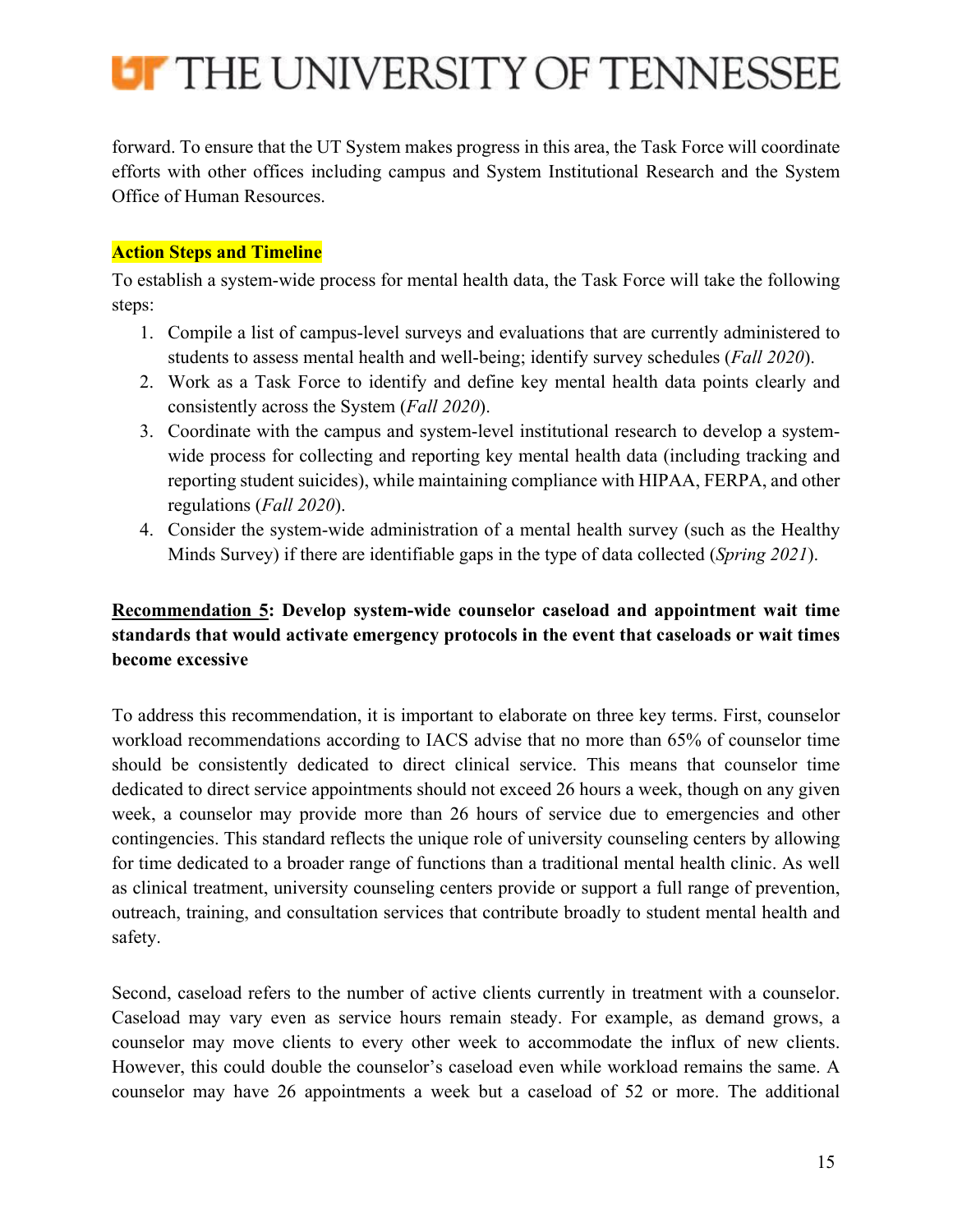forward. To ensure that the UT System makes progress in this area, the Task Force will coordinate efforts with other offices including campus and System Institutional Research and the System Office of Human Resources.

**Action Steps and Timeline**

To establish a system-wide process for mental health data, the Task Force will take the following steps:

1. Compile a list of campus-level surveys and evaluations that are currently administered to students to assess mental health and well-being; identify survey schedules (*Fall 2020*).
2. Work as a Task Force to identify and define key mental health data points clearly and consistently across the System (*Fall 2020*).
3. Coordinate with the campus and system-level institutional research to develop a system-wide process for collecting and reporting key mental health data (including tracking and reporting student suicides), while maintaining compliance with HIPAA, FERPA, and other regulations (*Fall 2020*).
4. Consider the system-wide administration of a mental health survey (such as the Healthy Minds Survey) if there are identifiable gaps in the type of data collected (*Spring 2021*).

**<u>Recommendation 5</u>: Develop system-wide counselor caseload and appointment wait time standards that would activate emergency protocols in the event that caseloads or wait times become excessive**

To address this recommendation, it is important to elaborate on three key terms. First, counselor workload recommendations according to IACS advise that no more than 65% of counselor time should be consistently dedicated to direct clinical service. This means that counselor time dedicated to direct service appointments should not exceed 26 hours a week, though on any given week, a counselor may provide more than 26 hours of service due to emergencies and other contingencies. This standard reflects the unique role of university counseling centers by allowing for time dedicated to a broader range of functions than a traditional mental health clinic. As well as clinical treatment, university counseling centers provide or support a full range of prevention, outreach, training, and consultation services that contribute broadly to student mental health and safety.

Second, caseload refers to the number of active clients currently in treatment with a counselor. Caseload may vary even as service hours remain steady. For example, as demand grows, a counselor may move clients to every other week to accommodate the influx of new clients. However, this could double the counselor's caseload even while workload remains the same. A counselor may have 26 appointments a week but a caseload of 52 or more. The additional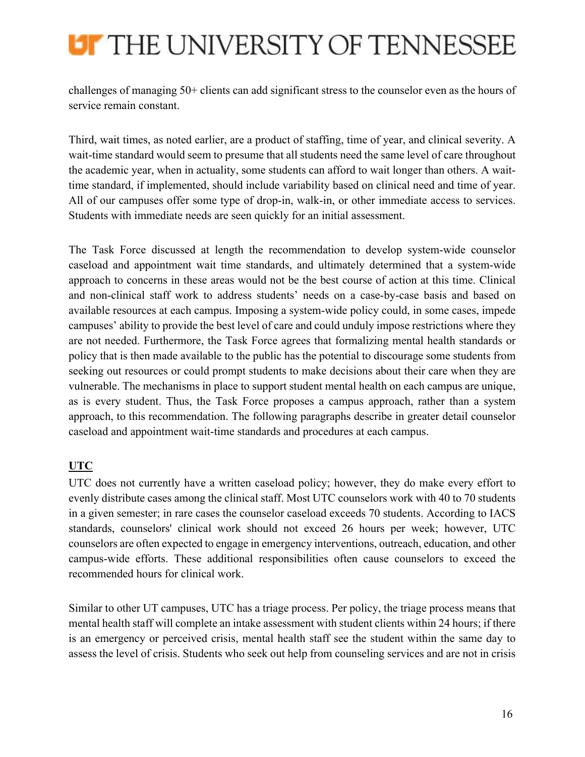challenges of managing 50+ clients can add significant stress to the counselor even as the hours of service remain constant.

Third, wait times, as noted earlier, are a product of staffing, time of year, and clinical severity. A wait-time standard would seem to presume that all students need the same level of care throughout the academic year, when in actuality, some students can afford to wait longer than others. A wait-time standard, if implemented, should include variability based on clinical need and time of year. All of our campuses offer some type of drop-in, walk-in, or other immediate access to services. Students with immediate needs are seen quickly for an initial assessment.

The Task Force discussed at length the recommendation to develop system-wide counselor caseload and appointment wait time standards, and ultimately determined that a system-wide approach to concerns in these areas would not be the best course of action at this time. Clinical and non-clinical staff work to address students' needs on a case-by-case basis and based on available resources at each campus. Imposing a system-wide policy could, in some cases, impede campuses' ability to provide the best level of care and could unduly impose restrictions where they are not needed. Furthermore, the Task Force agrees that formalizing mental health standards or policy that is then made available to the public has the potential to discourage some students from seeking out resources or could prompt students to make decisions about their care when they are vulnerable. The mechanisms in place to support student mental health on each campus are unique, as is every student. Thus, the Task Force proposes a campus approach, rather than a system approach, to this recommendation. The following paragraphs describe in greater detail counselor caseload and appointment wait-time standards and procedures at each campus.

**UTC**

UTC does not currently have a written caseload policy; however, they do make every effort to evenly distribute cases among the clinical staff. Most UTC counselors work with 40 to 70 students in a given semester; in rare cases the counselor caseload exceeds 70 students. According to IACS standards, counselors' clinical work should not exceed 26 hours per week; however, UTC counselors are often expected to engage in emergency interventions, outreach, education, and other campus-wide efforts. These additional responsibilities often cause counselors to exceed the recommended hours for clinical work.

Similar to other UT campuses, UTC has a triage process. Per policy, the triage process means that mental health staff will complete an intake assessment with student clients within 24 hours; if there is an emergency or perceived crisis, mental health staff see the student within the same day to assess the level of crisis. Students who seek out help from counseling services and are not in crisis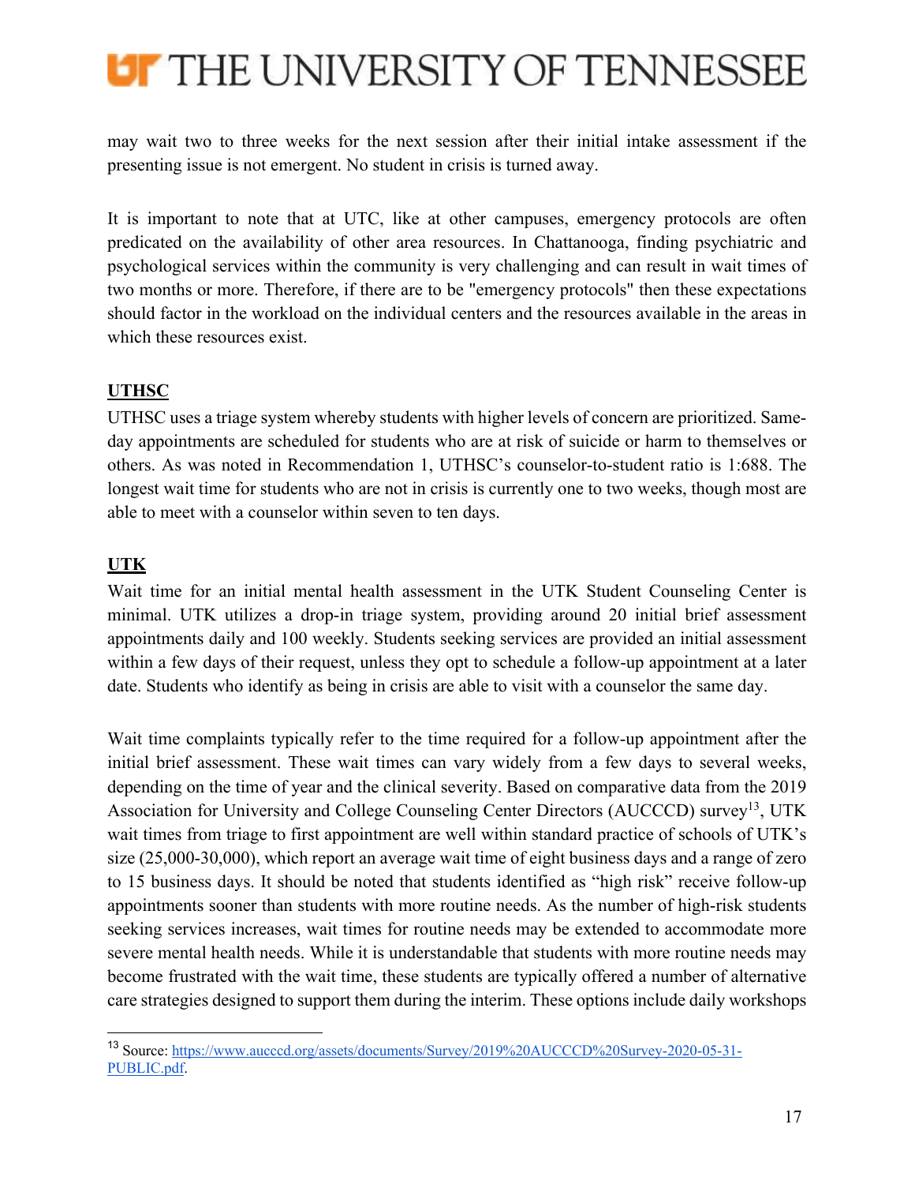may wait two to three weeks for the next session after their initial intake assessment if the presenting issue is not emergent. No student in crisis is turned away.

It is important to note that at UTC, like at other campuses, emergency protocols are often predicated on the availability of other area resources. In Chattanooga, finding psychiatric and psychological services within the community is very challenging and can result in wait times of two months or more. Therefore, if there are to be "emergency protocols" then these expectations should factor in the workload on the individual centers and the resources available in the areas in which these resources exist.

**UTHSC**

UTHSC uses a triage system whereby students with higher levels of concern are prioritized. Same-day appointments are scheduled for students who are at risk of suicide or harm to themselves or others. As was noted in Recommendation 1, UTHSC's counselor-to-student ratio is 1:688. The longest wait time for students who are not in crisis is currently one to two weeks, though most are able to meet with a counselor within seven to ten days.

**UTK**

Wait time for an initial mental health assessment in the UTK Student Counseling Center is minimal. UTK utilizes a drop-in triage system, providing around 20 initial brief assessment appointments daily and 100 weekly. Students seeking services are provided an initial assessment within a few days of their request, unless they opt to schedule a follow-up appointment at a later date. Students who identify as being in crisis are able to visit with a counselor the same day.

Wait time complaints typically refer to the time required for a follow-up appointment after the initial brief assessment. These wait times can vary widely from a few days to several weeks, depending on the time of year and the clinical severity. Based on comparative data from the 2019 Association for University and College Counseling Center Directors (AUCCCD) survey[13], UTK wait times from triage to first appointment are well within standard practice of schools of UTK's size (25,000-30,000), which report an average wait time of eight business days and a range of zero to 15 business days. It should be noted that students identified as "high risk" receive follow-up appointments sooner than students with more routine needs. As the number of high-risk students seeking services increases, wait times for routine needs may be extended to accommodate more severe mental health needs. While it is understandable that students with more routine needs may become frustrated with the wait time, these students are typically offered a number of alternative care strategies designed to support them during the interim. These options include daily workshops

[13] Source: https://www.aucccd.org/assets/documents/Survey/2019%20AUCCCD%20Survey-2020-05-31-PUBLIC.pdf.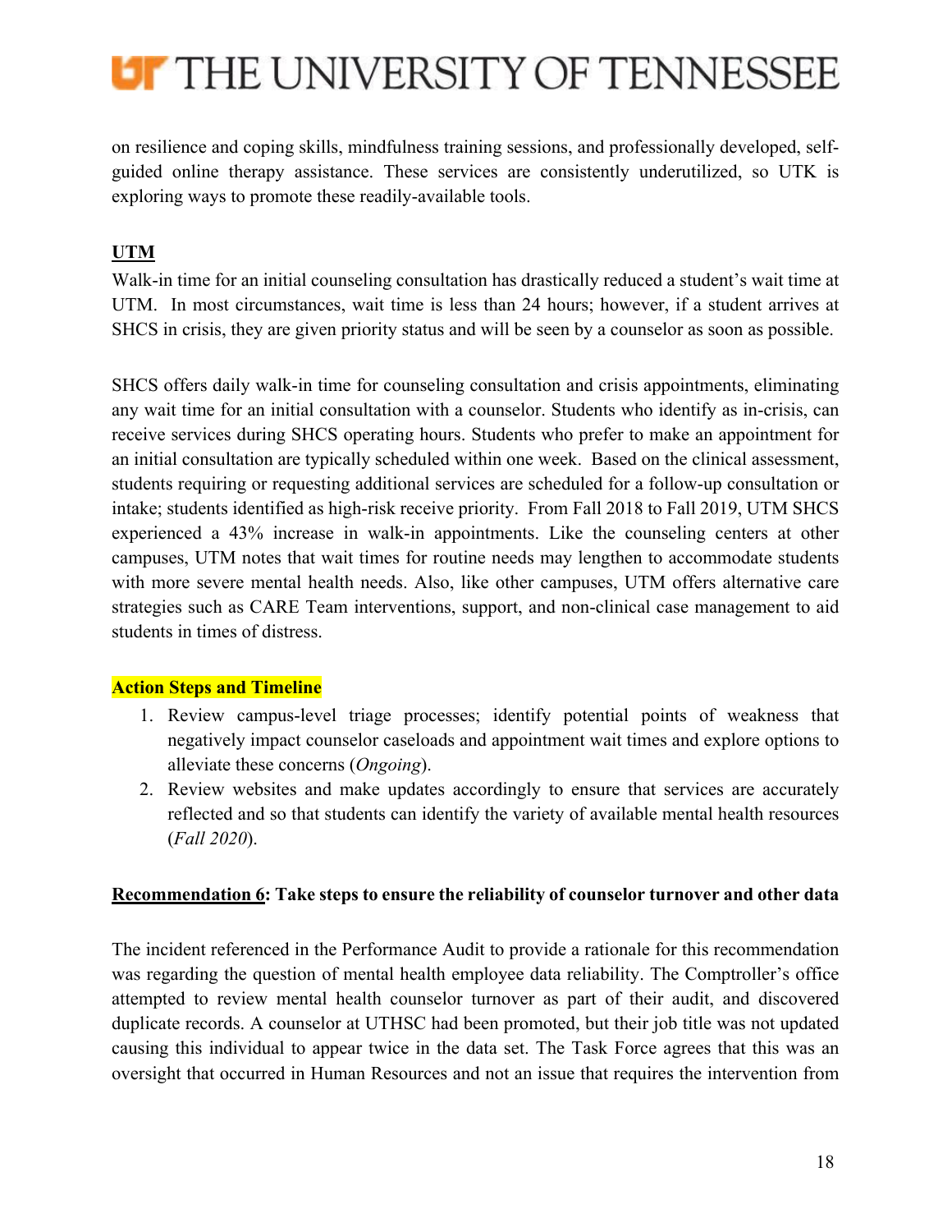on resilience and coping skills, mindfulness training sessions, and professionally developed, self-guided online therapy assistance. These services are consistently underutilized, so UTK is exploring ways to promote these readily-available tools.

**UTM**

Walk-in time for an initial counseling consultation has drastically reduced a student's wait time at UTM. In most circumstances, wait time is less than 24 hours; however, if a student arrives at SHCS in crisis, they are given priority status and will be seen by a counselor as soon as possible.

SHCS offers daily walk-in time for counseling consultation and crisis appointments, eliminating any wait time for an initial consultation with a counselor. Students who identify as in-crisis, can receive services during SHCS operating hours. Students who prefer to make an appointment for an initial consultation are typically scheduled within one week. Based on the clinical assessment, students requiring or requesting additional services are scheduled for a follow-up consultation or intake; students identified as high-risk receive priority. From Fall 2018 to Fall 2019, UTM SHCS experienced a 43% increase in walk-in appointments. Like the counseling centers at other campuses, UTM notes that wait times for routine needs may lengthen to accommodate students with more severe mental health needs. Also, like other campuses, UTM offers alternative care strategies such as CARE Team interventions, support, and non-clinical case management to aid students in times of distress.

**Action Steps and Timeline**

1. Review campus-level triage processes; identify potential points of weakness that negatively impact counselor caseloads and appointment wait times and explore options to alleviate these concerns (*Ongoing*).
2. Review websites and make updates accordingly to ensure that services are accurately reflected and so that students can identify the variety of available mental health resources (*Fall 2020*).

**Recommendation 6: Take steps to ensure the reliability of counselor turnover and other data**

The incident referenced in the Performance Audit to provide a rationale for this recommendation was regarding the question of mental health employee data reliability. The Comptroller's office attempted to review mental health counselor turnover as part of their audit, and discovered duplicate records. A counselor at UTHSC had been promoted, but their job title was not updated causing this individual to appear twice in the data set. The Task Force agrees that this was an oversight that occurred in Human Resources and not an issue that requires the intervention from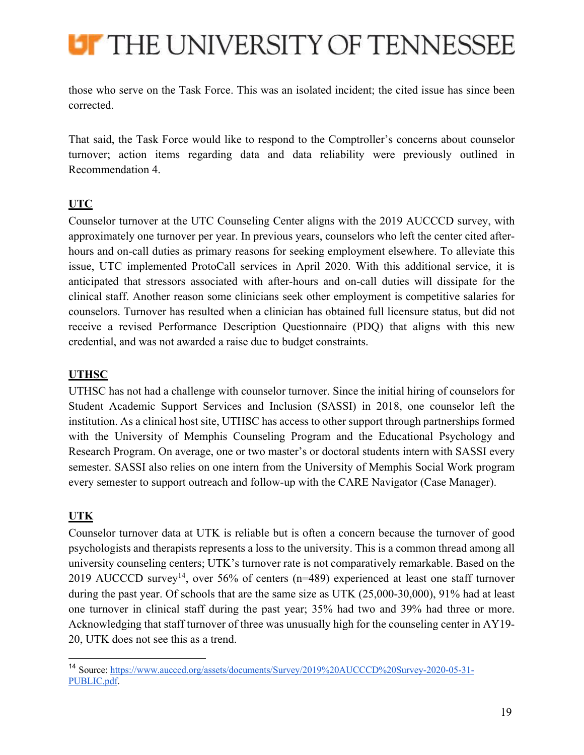those who serve on the Task Force. This was an isolated incident; the cited issue has since been corrected.

That said, the Task Force would like to respond to the Comptroller's concerns about counselor turnover; action items regarding data and data reliability were previously outlined in Recommendation 4.

**UTC**

Counselor turnover at the UTC Counseling Center aligns with the 2019 AUCCCD survey, with approximately one turnover per year. In previous years, counselors who left the center cited after-hours and on-call duties as primary reasons for seeking employment elsewhere. To alleviate this issue, UTC implemented ProtoCall services in April 2020. With this additional service, it is anticipated that stressors associated with after-hours and on-call duties will dissipate for the clinical staff. Another reason some clinicians seek other employment is competitive salaries for counselors. Turnover has resulted when a clinician has obtained full licensure status, but did not receive a revised Performance Description Questionnaire (PDQ) that aligns with this new credential, and was not awarded a raise due to budget constraints.

**UTHSC**

UTHSC has not had a challenge with counselor turnover. Since the initial hiring of counselors for Student Academic Support Services and Inclusion (SASSI) in 2018, one counselor left the institution. As a clinical host site, UTHSC has access to other support through partnerships formed with the University of Memphis Counseling Program and the Educational Psychology and Research Program. On average, one or two master's or doctoral students intern with SASSI every semester. SASSI also relies on one intern from the University of Memphis Social Work program every semester to support outreach and follow-up with the CARE Navigator (Case Manager).

**UTK**

Counselor turnover data at UTK is reliable but is often a concern because the turnover of good psychologists and therapists represents a loss to the university. This is a common thread among all university counseling centers; UTK's turnover rate is not comparatively remarkable. Based on the 2019 AUCCCD survey[14], over 56% of centers (n=489) experienced at least one staff turnover during the past year. Of schools that are the same size as UTK (25,000-30,000), 91% had at least one turnover in clinical staff during the past year; 35% had two and 39% had three or more. Acknowledging that staff turnover of three was unusually high for the counseling center in AY19-20, UTK does not see this as a trend.

---

[14] Source: https://www.aucccd.org/assets/documents/Survey/2019%20AUCCCD%20Survey-2020-05-31-PUBLIC.pdf.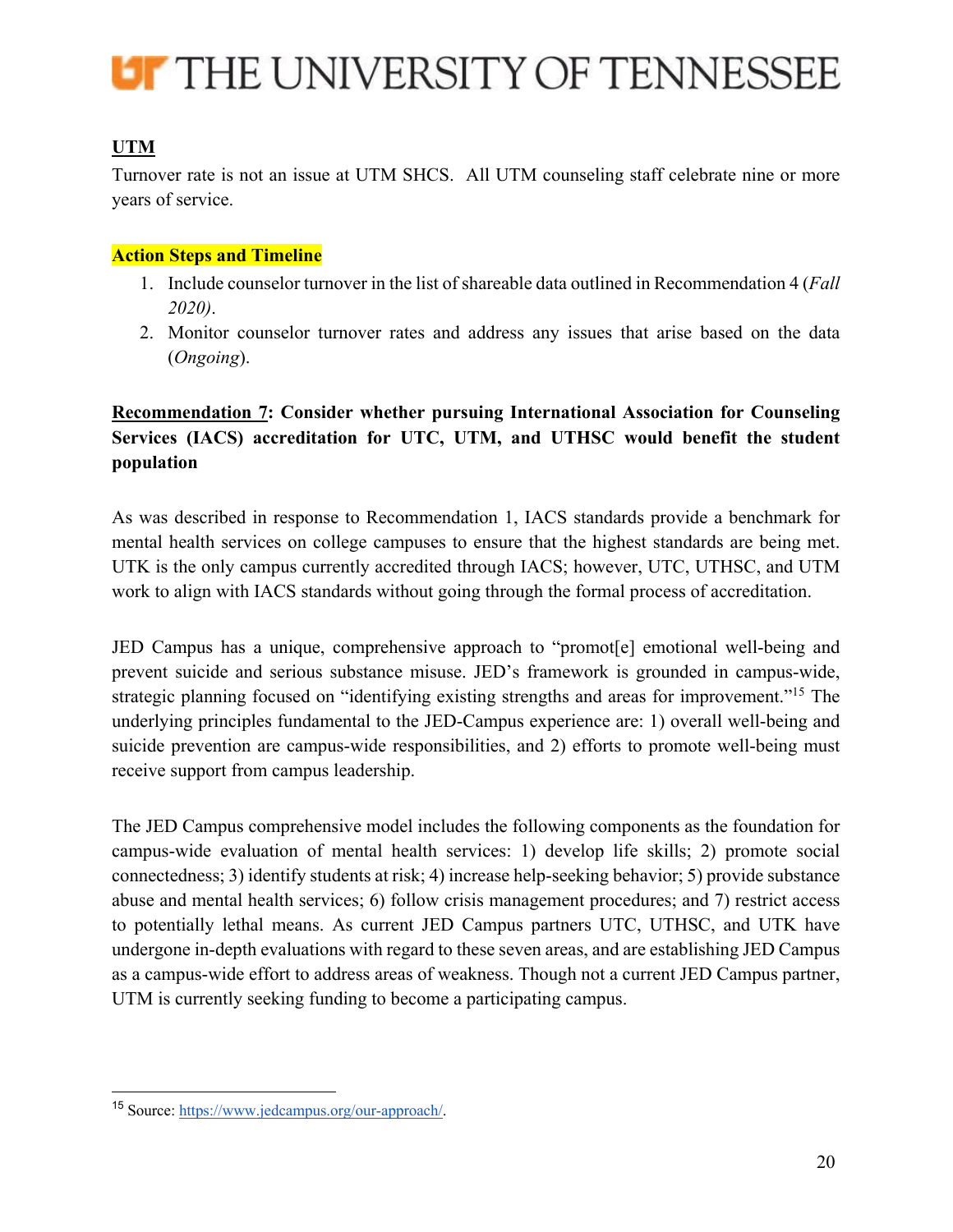**UTM**

Turnover rate is not an issue at UTM SHCS. All UTM counseling staff celebrate nine or more years of service.

**Action Steps and Timeline**

1. Include counselor turnover in the list of shareable data outlined in Recommendation 4 (*Fall 2020)*.
2. Monitor counselor turnover rates and address any issues that arise based on the data (*Ongoing*).

**Recommendation 7: Consider whether pursuing International Association for Counseling Services (IACS) accreditation for UTC, UTM, and UTHSC would benefit the student population**

As was described in response to Recommendation 1, IACS standards provide a benchmark for mental health services on college campuses to ensure that the highest standards are being met. UTK is the only campus currently accredited through IACS; however, UTC, UTHSC, and UTM work to align with IACS standards without going through the formal process of accreditation.

JED Campus has a unique, comprehensive approach to "promot[e] emotional well-being and prevent suicide and serious substance misuse. JED's framework is grounded in campus-wide, strategic planning focused on "identifying existing strengths and areas for improvement."[15] The underlying principles fundamental to the JED-Campus experience are: 1) overall well-being and suicide prevention are campus-wide responsibilities, and 2) efforts to promote well-being must receive support from campus leadership.

The JED Campus comprehensive model includes the following components as the foundation for campus-wide evaluation of mental health services: 1) develop life skills; 2) promote social connectedness; 3) identify students at risk; 4) increase help-seeking behavior; 5) provide substance abuse and mental health services; 6) follow crisis management procedures; and 7) restrict access to potentially lethal means. As current JED Campus partners UTC, UTHSC, and UTK have undergone in-depth evaluations with regard to these seven areas, and are establishing JED Campus as a campus-wide effort to address areas of weakness. Though not a current JED Campus partner, UTM is currently seeking funding to become a participating campus.

---

[15] Source: https://www.jedcampus.org/our-approach/.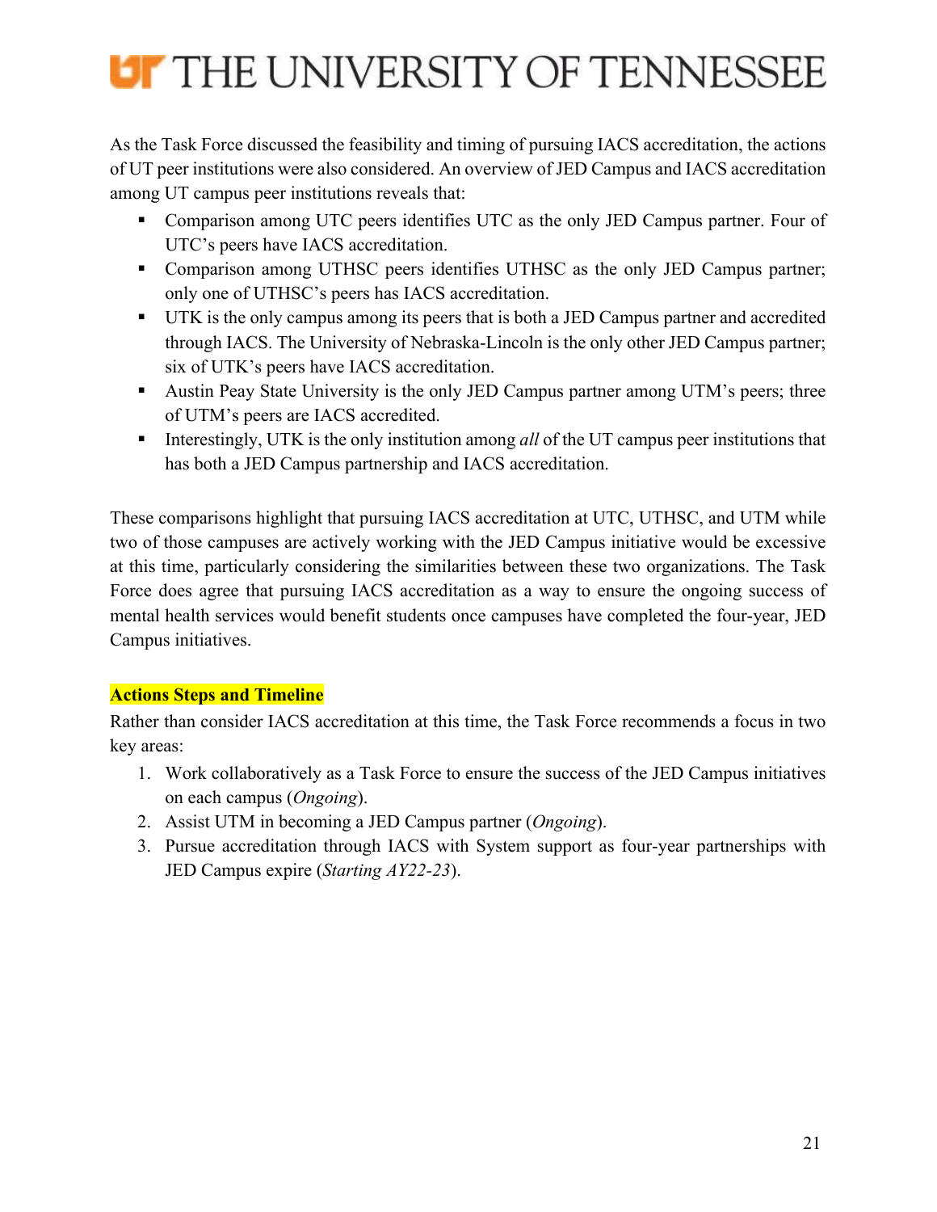As the Task Force discussed the feasibility and timing of pursuing IACS accreditation, the actions of UT peer institutions were also considered. An overview of JED Campus and IACS accreditation among UT campus peer institutions reveals that:

- Comparison among UTC peers identifies UTC as the only JED Campus partner. Four of UTC's peers have IACS accreditation.
- Comparison among UTHSC peers identifies UTHSC as the only JED Campus partner; only one of UTHSC's peers has IACS accreditation.
- UTK is the only campus among its peers that is both a JED Campus partner and accredited through IACS. The University of Nebraska-Lincoln is the only other JED Campus partner; six of UTK's peers have IACS accreditation.
- Austin Peay State University is the only JED Campus partner among UTM's peers; three of UTM's peers are IACS accredited.
- Interestingly, UTK is the only institution among *all* of the UT campus peer institutions that has both a JED Campus partnership and IACS accreditation.

These comparisons highlight that pursuing IACS accreditation at UTC, UTHSC, and UTM while two of those campuses are actively working with the JED Campus initiative would be excessive at this time, particularly considering the similarities between these two organizations. The Task Force does agree that pursuing IACS accreditation as a way to ensure the ongoing success of mental health services would benefit students once campuses have completed the four-year, JED Campus initiatives.

**Actions Steps and Timeline**

Rather than consider IACS accreditation at this time, the Task Force recommends a focus in two key areas:

1. Work collaboratively as a Task Force to ensure the success of the JED Campus initiatives on each campus (*Ongoing*).
2. Assist UTM in becoming a JED Campus partner (*Ongoing*).
3. Pursue accreditation through IACS with System support as four-year partnerships with JED Campus expire (*Starting AY22-23*).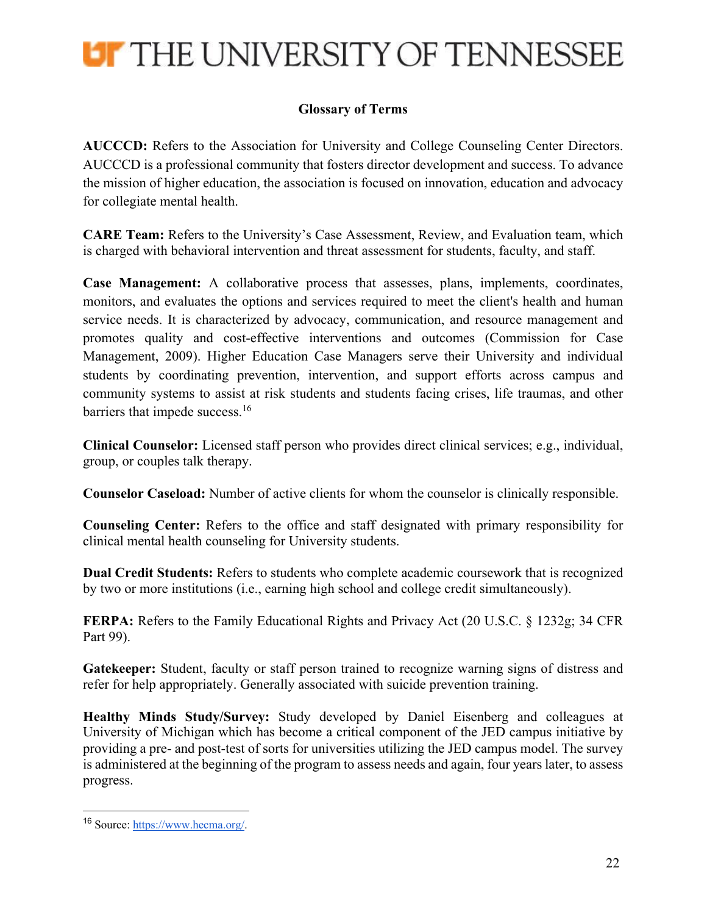## Glossary of Terms

**AUCCCD:** Refers to the Association for University and College Counseling Center Directors. AUCCCD is a professional community that fosters director development and success. To advance the mission of higher education, the association is focused on innovation, education and advocacy for collegiate mental health.

**CARE Team:** Refers to the University's Case Assessment, Review, and Evaluation team, which is charged with behavioral intervention and threat assessment for students, faculty, and staff.

**Case Management:** A collaborative process that assesses, plans, implements, coordinates, monitors, and evaluates the options and services required to meet the client's health and human service needs. It is characterized by advocacy, communication, and resource management and promotes quality and cost-effective interventions and outcomes (Commission for Case Management, 2009). Higher Education Case Managers serve their University and individual students by coordinating prevention, intervention, and support efforts across campus and community systems to assist at risk students and students facing crises, life traumas, and other barriers that impede success.[16]

**Clinical Counselor:** Licensed staff person who provides direct clinical services; e.g., individual, group, or couples talk therapy.

**Counselor Caseload:** Number of active clients for whom the counselor is clinically responsible.

**Counseling Center:** Refers to the office and staff designated with primary responsibility for clinical mental health counseling for University students.

**Dual Credit Students:** Refers to students who complete academic coursework that is recognized by two or more institutions (i.e., earning high school and college credit simultaneously).

**FERPA:** Refers to the Family Educational Rights and Privacy Act (20 U.S.C. § 1232g; 34 CFR Part 99).

**Gatekeeper:** Student, faculty or staff person trained to recognize warning signs of distress and refer for help appropriately. Generally associated with suicide prevention training.

**Healthy Minds Study/Survey:** Study developed by Daniel Eisenberg and colleagues at University of Michigan which has become a critical component of the JED campus initiative by providing a pre- and post-test of sorts for universities utilizing the JED campus model. The survey is administered at the beginning of the program to assess needs and again, four years later, to assess progress.

---

[16] Source: https://www.hecma.org/.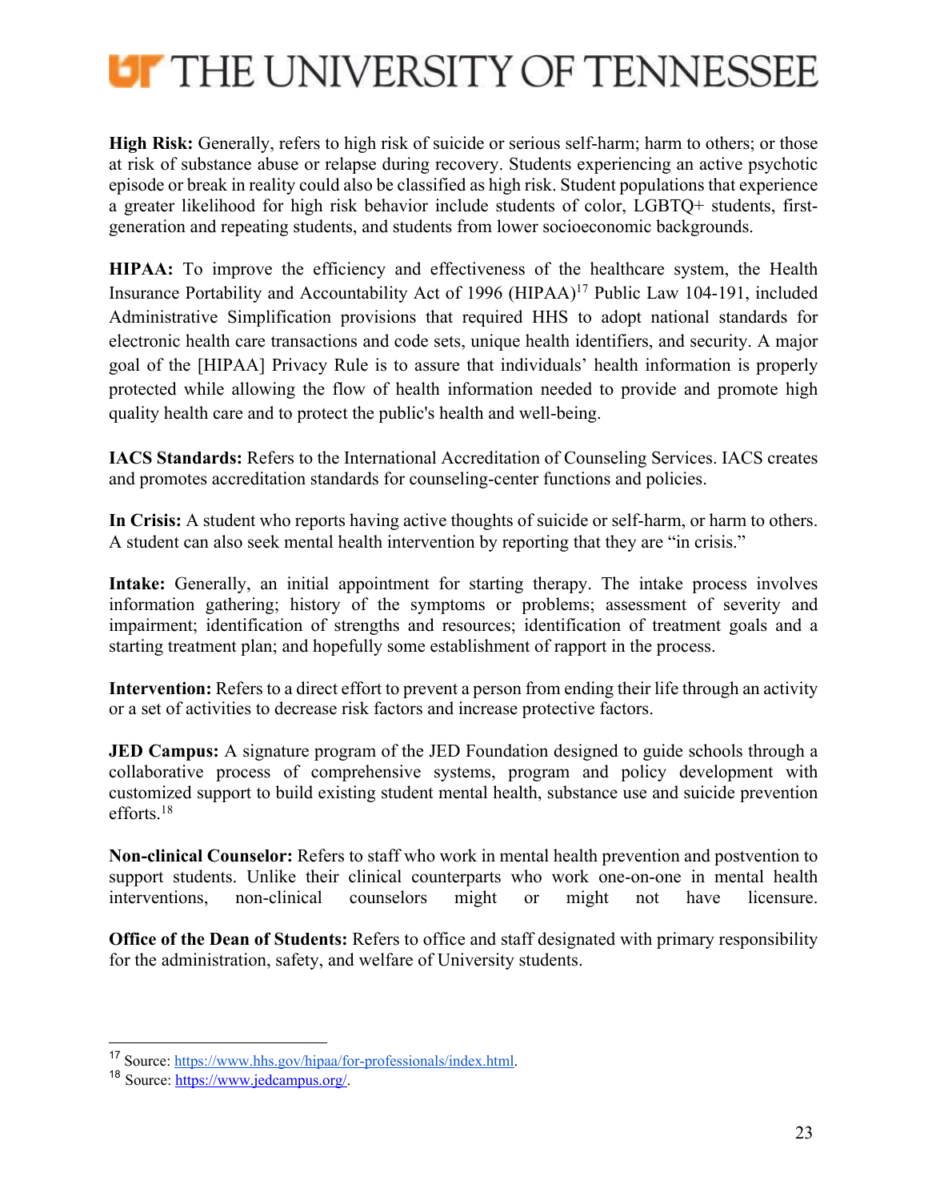**High Risk:** Generally, refers to high risk of suicide or serious self-harm; harm to others; or those at risk of substance abuse or relapse during recovery. Students experiencing an active psychotic episode or break in reality could also be classified as high risk. Student populations that experience a greater likelihood for high risk behavior include students of color, LGBTQ+ students, first-generation and repeating students, and students from lower socioeconomic backgrounds.

**HIPAA:** To improve the efficiency and effectiveness of the healthcare system, the Health Insurance Portability and Accountability Act of 1996 (HIPAA)[17] Public Law 104-191, included Administrative Simplification provisions that required HHS to adopt national standards for electronic health care transactions and code sets, unique health identifiers, and security. A major goal of the [HIPAA] Privacy Rule is to assure that individuals' health information is properly protected while allowing the flow of health information needed to provide and promote high quality health care and to protect the public's health and well-being.

**IACS Standards:** Refers to the International Accreditation of Counseling Services. IACS creates and promotes accreditation standards for counseling-center functions and policies.

**In Crisis:** A student who reports having active thoughts of suicide or self-harm, or harm to others. A student can also seek mental health intervention by reporting that they are "in crisis."

**Intake:** Generally, an initial appointment for starting therapy. The intake process involves information gathering; history of the symptoms or problems; assessment of severity and impairment; identification of strengths and resources; identification of treatment goals and a starting treatment plan; and hopefully some establishment of rapport in the process.

**Intervention:** Refers to a direct effort to prevent a person from ending their life through an activity or a set of activities to decrease risk factors and increase protective factors.

**JED Campus:** A signature program of the JED Foundation designed to guide schools through a collaborative process of comprehensive systems, program and policy development with customized support to build existing student mental health, substance use and suicide prevention efforts.[18]

**Non-clinical Counselor:** Refers to staff who work in mental health prevention and postvention to support students. Unlike their clinical counterparts who work one-on-one in mental health interventions, non-clinical counselors might or might not have licensure.

**Office of the Dean of Students:** Refers to office and staff designated with primary responsibility for the administration, safety, and welfare of University students.

---

[17] Source: https://www.hhs.gov/hipaa/for-professionals/index.html.

[18] Source: https://www.jedcampus.org/.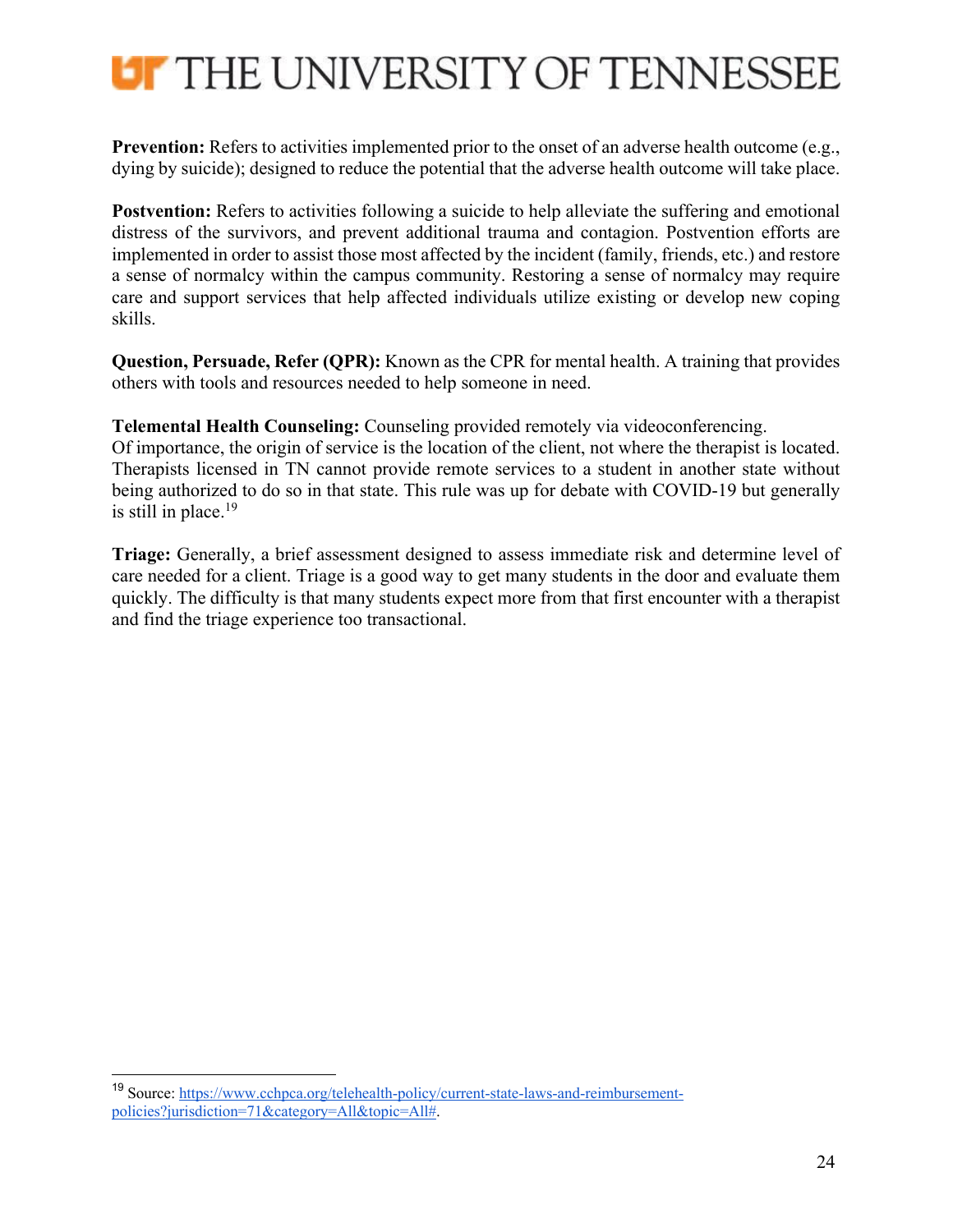**Prevention:** Refers to activities implemented prior to the onset of an adverse health outcome (e.g., dying by suicide); designed to reduce the potential that the adverse health outcome will take place.

**Postvention:** Refers to activities following a suicide to help alleviate the suffering and emotional distress of the survivors, and prevent additional trauma and contagion. Postvention efforts are implemented in order to assist those most affected by the incident (family, friends, etc.) and restore a sense of normalcy within the campus community. Restoring a sense of normalcy may require care and support services that help affected individuals utilize existing or develop new coping skills.

**Question, Persuade, Refer (QPR):** Known as the CPR for mental health. A training that provides others with tools and resources needed to help someone in need.

**Telemental Health Counseling:** Counseling provided remotely via videoconferencing. Of importance, the origin of service is the location of the client, not where the therapist is located. Therapists licensed in TN cannot provide remote services to a student in another state without being authorized to do so in that state. This rule was up for debate with COVID-19 but generally is still in place.[19]

**Triage:** Generally, a brief assessment designed to assess immediate risk and determine level of care needed for a client. Triage is a good way to get many students in the door and evaluate them quickly. The difficulty is that many students expect more from that first encounter with a therapist and find the triage experience too transactional.

---

[19] Source: https://www.cchpca.org/telehealth-policy/current-state-laws-and-reimbursement-policies?jurisdiction=71&category=All&topic=All#.